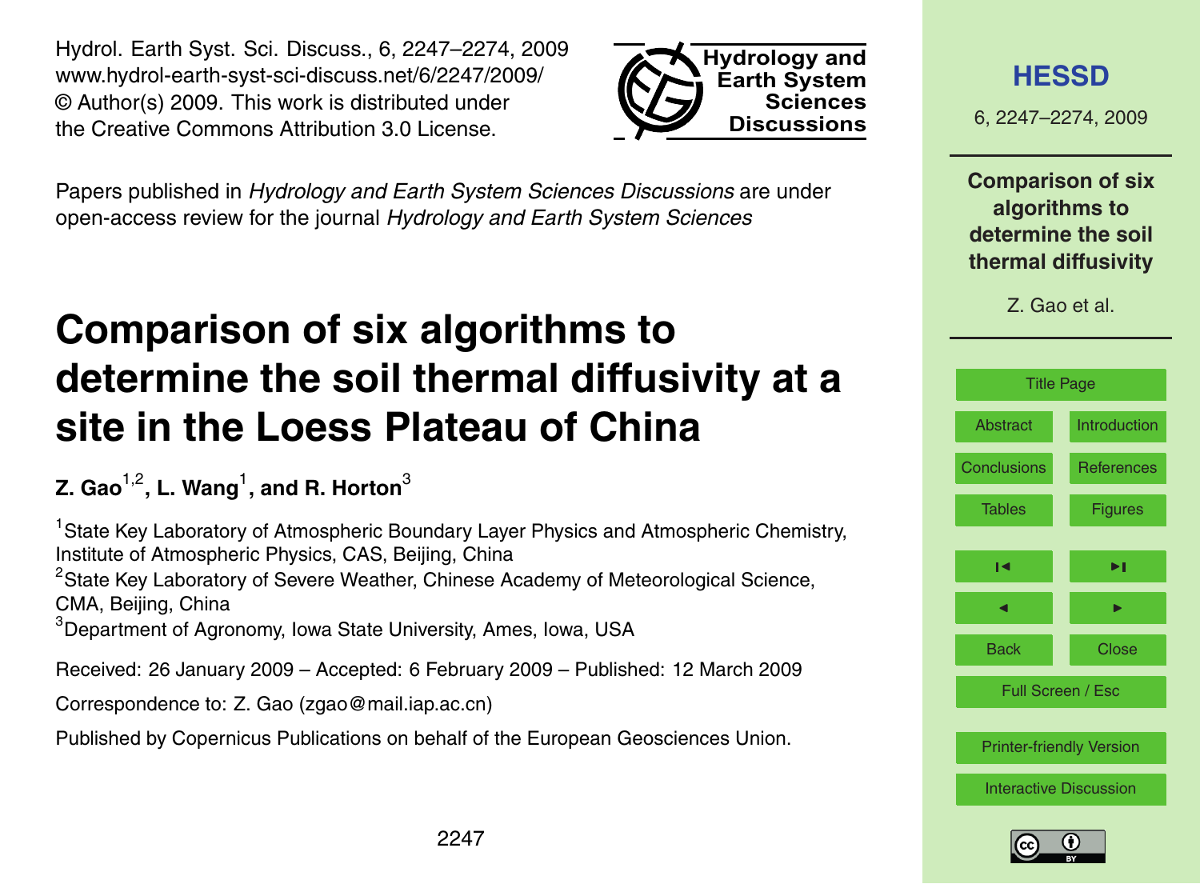Hydrol. Earth Syst. Sci. Discuss., 6, 2247–2274, 2009
www.hydrol-earth-syst-sci-discuss.net/6/2247/2009/
© Author(s) 2009. This work is distributed under
the Creative Commons Attribution 3.0 License.

Papers published in *Hydrology and Earth System Sciences Discussions* are under open-access review for the journal *Hydrology and Earth System Sciences*

# Comparison of six algorithms to determine the soil thermal diffusivity at a site in the Loess Plateau of China

**Z. Gao[1,2], L. Wang[1], and R. Horton[3]**

[1]State Key Laboratory of Atmospheric Boundary Layer Physics and Atmospheric Chemistry, Institute of Atmospheric Physics, CAS, Beijing, China

[2]State Key Laboratory of Severe Weather, Chinese Academy of Meteorological Science, CMA, Beijing, China

[3]Department of Agronomy, Iowa State University, Ames, Iowa, USA

Received: 26 January 2009 – Accepted: 6 February 2009 – Published: 12 March 2009

Correspondence to: Z. Gao (zgao@mail.iap.ac.cn)

Published by Copernicus Publications on behalf of the European Geosciences Union.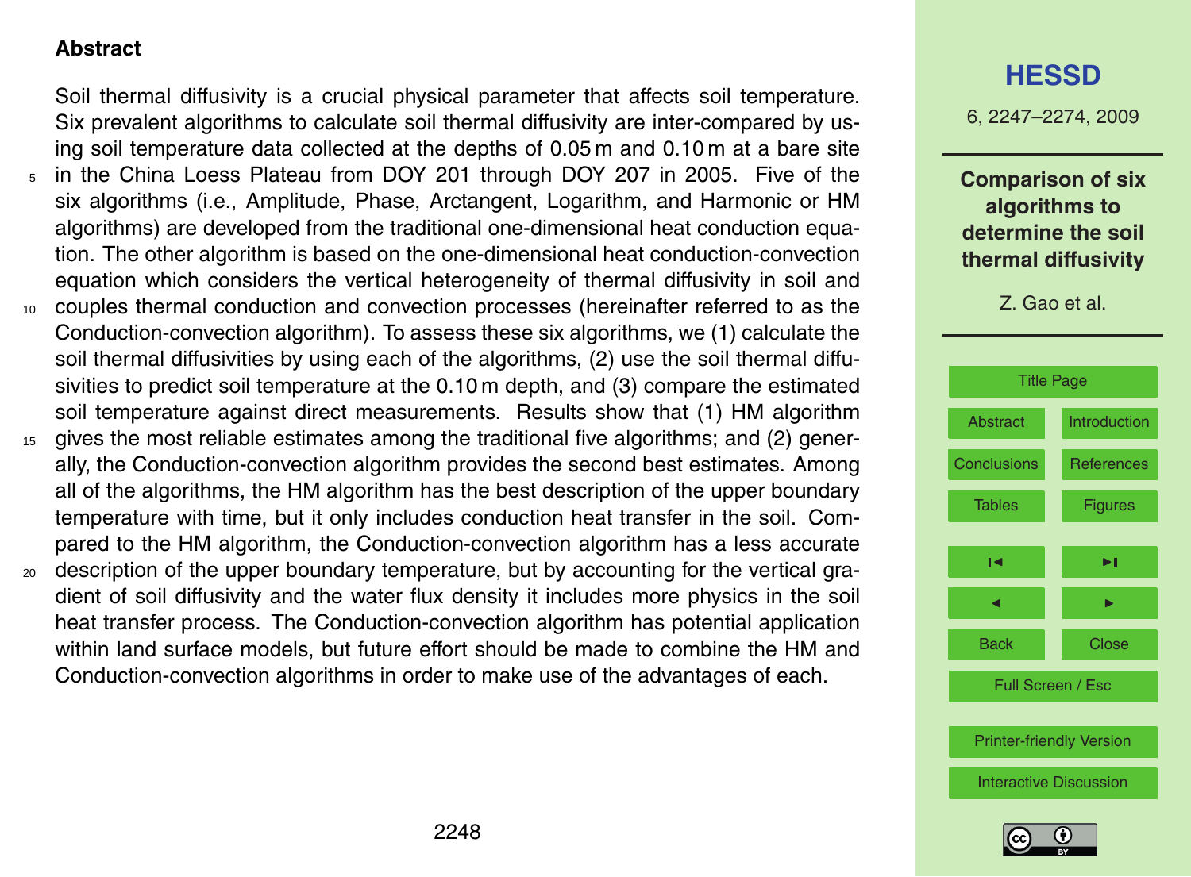## Abstract

Soil thermal diffusivity is a crucial physical parameter that affects soil temperature. Six prevalent algorithms to calculate soil thermal diffusivity are inter-compared by using soil temperature data collected at the depths of 0.05 m and 0.10 m at a bare site in the China Loess Plateau from DOY 201 through DOY 207 in 2005. Five of the six algorithms (i.e., Amplitude, Phase, Arctangent, Logarithm, and Harmonic or HM algorithms) are developed from the traditional one-dimensional heat conduction equation. The other algorithm is based on the one-dimensional heat conduction-convection equation which considers the vertical heterogeneity of thermal diffusivity in soil and couples thermal conduction and convection processes (hereinafter referred to as the Conduction-convection algorithm). To assess these six algorithms, we (1) calculate the soil thermal diffusivities by using each of the algorithms, (2) use the soil thermal diffusivities to predict soil temperature at the 0.10 m depth, and (3) compare the estimated soil temperature against direct measurements. Results show that (1) HM algorithm gives the most reliable estimates among the traditional five algorithms; and (2) generally, the Conduction-convection algorithm provides the second best estimates. Among all of the algorithms, the HM algorithm has the best description of the upper boundary temperature with time, but it only includes conduction heat transfer in the soil. Compared to the HM algorithm, the Conduction-convection algorithm has a less accurate description of the upper boundary temperature, but by accounting for the vertical gradient of soil diffusivity and the water flux density it includes more physics in the soil heat transfer process. The Conduction-convection algorithm has potential application within land surface models, but future effort should be made to combine the HM and Conduction-convection algorithms in order to make use of the advantages of each.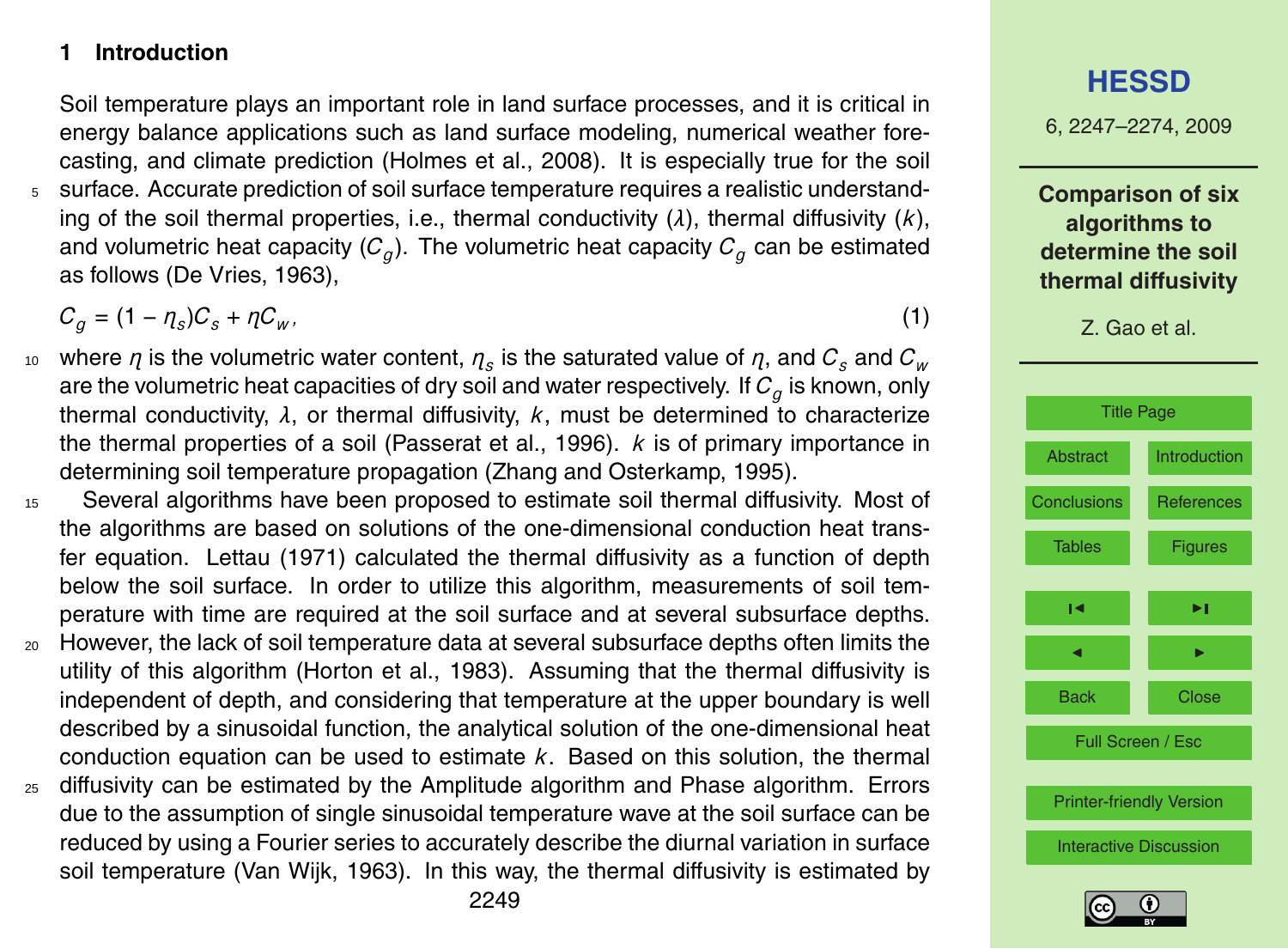## 1 Introduction

Soil temperature plays an important role in land surface processes, and it is critical in energy balance applications such as land surface modeling, numerical weather forecasting, and climate prediction (Holmes et al., 2008). It is especially true for the soil surface. Accurate prediction of soil surface temperature requires a realistic understanding of the soil thermal properties, i.e., thermal conductivity ($\lambda$), thermal diffusivity ($k$), and volumetric heat capacity ($C_g$). The volumetric heat capacity $C_g$ can be estimated as follows (De Vries, 1963),

$$C_g = (1 - \eta_s)C_s + \eta C_w, \tag{1}$$

where $\eta$ is the volumetric water content, $\eta_s$ is the saturated value of $\eta$, and $C_s$ and $C_w$ are the volumetric heat capacities of dry soil and water respectively. If $C_g$ is known, only thermal conductivity, $\lambda$, or thermal diffusivity, $k$, must be determined to characterize the thermal properties of a soil (Passerat et al., 1996). $k$ is of primary importance in determining soil temperature propagation (Zhang and Osterkamp, 1995).

Several algorithms have been proposed to estimate soil thermal diffusivity. Most of the algorithms are based on solutions of the one-dimensional conduction heat transfer equation. Lettau (1971) calculated the thermal diffusivity as a function of depth below the soil surface. In order to utilize this algorithm, measurements of soil temperature with time are required at the soil surface and at several subsurface depths. However, the lack of soil temperature data at several subsurface depths often limits the utility of this algorithm (Horton et al., 1983). Assuming that the thermal diffusivity is independent of depth, and considering that temperature at the upper boundary is well described by a sinusoidal function, the analytical solution of the one-dimensional heat conduction equation can be used to estimate $k$. Based on this solution, the thermal diffusivity can be estimated by the Amplitude algorithm and Phase algorithm. Errors due to the assumption of single sinusoidal temperature wave at the soil surface can be reduced by using a Fourier series to accurately describe the diurnal variation in surface soil temperature (Van Wijk, 1963). In this way, the thermal diffusivity is estimated by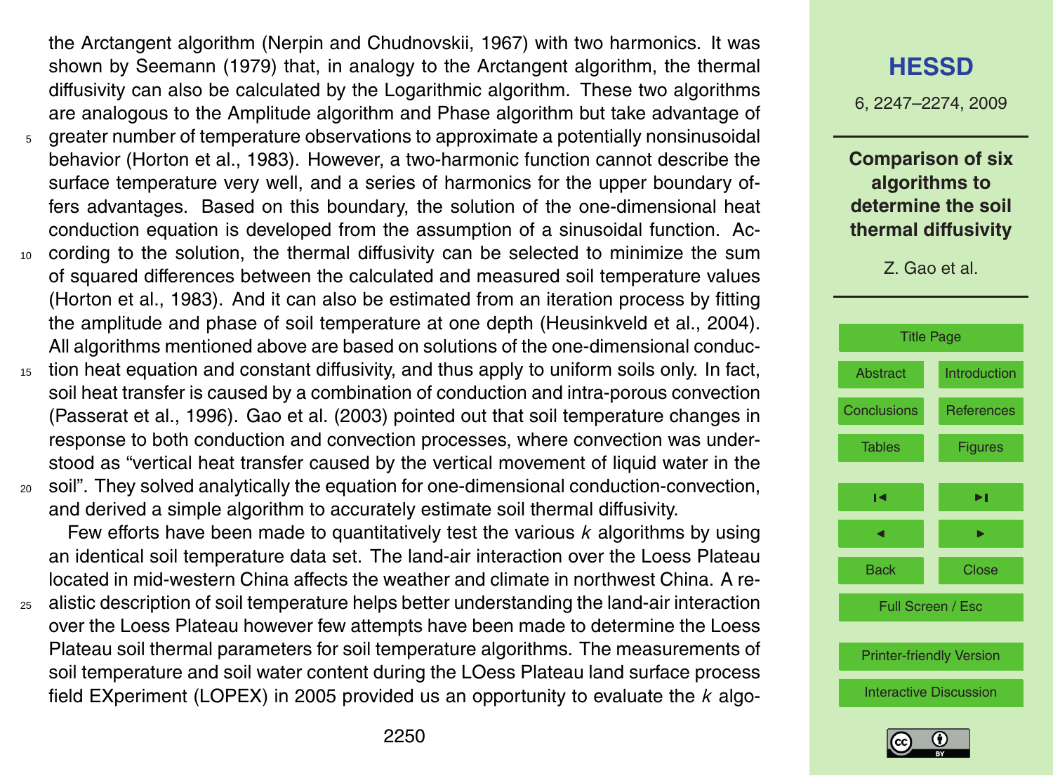the Arctangent algorithm (Nerpin and Chudnovskii, 1967) with two harmonics. It was shown by Seemann (1979) that, in analogy to the Arctangent algorithm, the thermal diffusivity can also be calculated by the Logarithmic algorithm. These two algorithms are analogous to the Amplitude algorithm and Phase algorithm but take advantage of greater number of temperature observations to approximate a potentially nonsinusoidal behavior (Horton et al., 1983). However, a two-harmonic function cannot describe the surface temperature very well, and a series of harmonics for the upper boundary offers advantages. Based on this boundary, the solution of the one-dimensional heat conduction equation is developed from the assumption of a sinusoidal function. According to the solution, the thermal diffusivity can be selected to minimize the sum of squared differences between the calculated and measured soil temperature values (Horton et al., 1983). And it can also be estimated from an iteration process by fitting the amplitude and phase of soil temperature at one depth (Heusinkveld et al., 2004). All algorithms mentioned above are based on solutions of the one-dimensional conduction heat equation and constant diffusivity, and thus apply to uniform soils only. In fact, soil heat transfer is caused by a combination of conduction and intra-porous convection (Passerat et al., 1996). Gao et al. (2003) pointed out that soil temperature changes in response to both conduction and convection processes, where convection was understood as "vertical heat transfer caused by the vertical movement of liquid water in the soil". They solved analytically the equation for one-dimensional conduction-convection, and derived a simple algorithm to accurately estimate soil thermal diffusivity.

Few efforts have been made to quantitatively test the various $k$ algorithms by using an identical soil temperature data set. The land-air interaction over the Loess Plateau located in mid-western China affects the weather and climate in northwest China. A realistic description of soil temperature helps better understanding the land-air interaction over the Loess Plateau however few attempts have been made to determine the Loess Plateau soil thermal parameters for soil temperature algorithms. The measurements of soil temperature and soil water content during the LOess Plateau land surface process field EXperiment (LOPEX) in 2005 provided us an opportunity to evaluate the $k$ algo-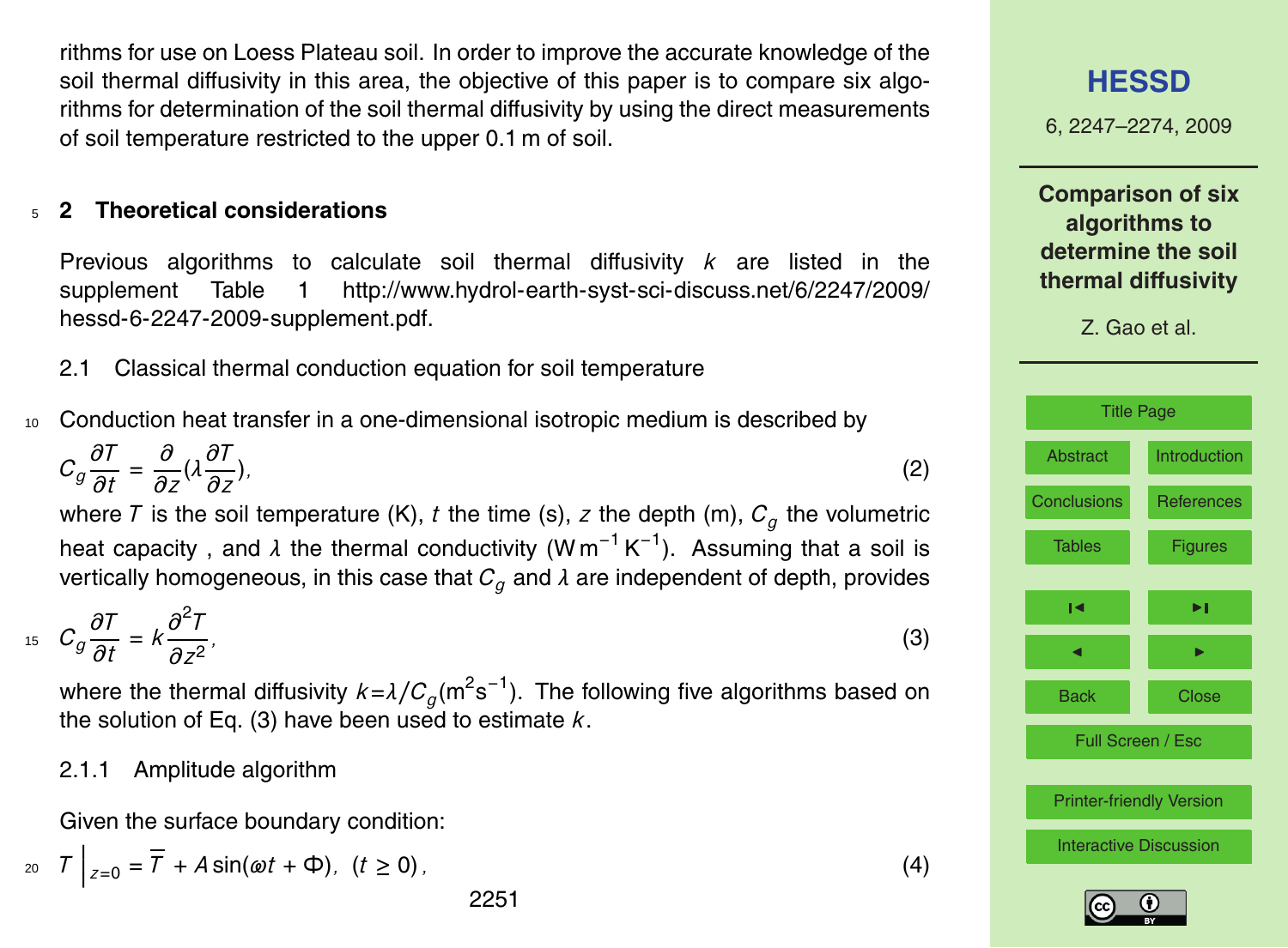rithms for use on Loess Plateau soil. In order to improve the accurate knowledge of the soil thermal diffusivity in this area, the objective of this paper is to compare six algorithms for determination of the soil thermal diffusivity by using the direct measurements of soil temperature restricted to the upper 0.1 m of soil.

## 2 Theoretical considerations

Previous algorithms to calculate soil thermal diffusivity $k$ are listed in the supplement Table 1 http://www.hydrol-earth-syst-sci-discuss.net/6/2247/2009/hessd-6-2247-2009-supplement.pdf.

### 2.1 Classical thermal conduction equation for soil temperature

Conduction heat transfer in a one-dimensional isotropic medium is described by

$$C_g \frac{\partial T}{\partial t} = \frac{\partial}{\partial z}\left(\lambda \frac{\partial T}{\partial z}\right), \tag{2}$$

where $T$ is the soil temperature (K), $t$ the time (s), $z$ the depth (m), $C_g$ the volumetric heat capacity , and $\lambda$ the thermal conductivity (W m$^{-1}$ K$^{-1}$). Assuming that a soil is vertically homogeneous, in this case that $C_g$ and $\lambda$ are independent of depth, provides

$$C_g \frac{\partial T}{\partial t} = k \frac{\partial^2 T}{\partial z^2}, \tag{3}$$

where the thermal diffusivity $k=\lambda/C_g$(m$^2$s$^{-1}$). The following five algorithms based on the solution of Eq. (3) have been used to estimate $k$.

#### 2.1.1 Amplitude algorithm

Given the surface boundary condition:

$$T\Big|_{z=0} = \overline{T} + A\sin(\omega t + \Phi), \ (t \geq 0), \tag{4}$$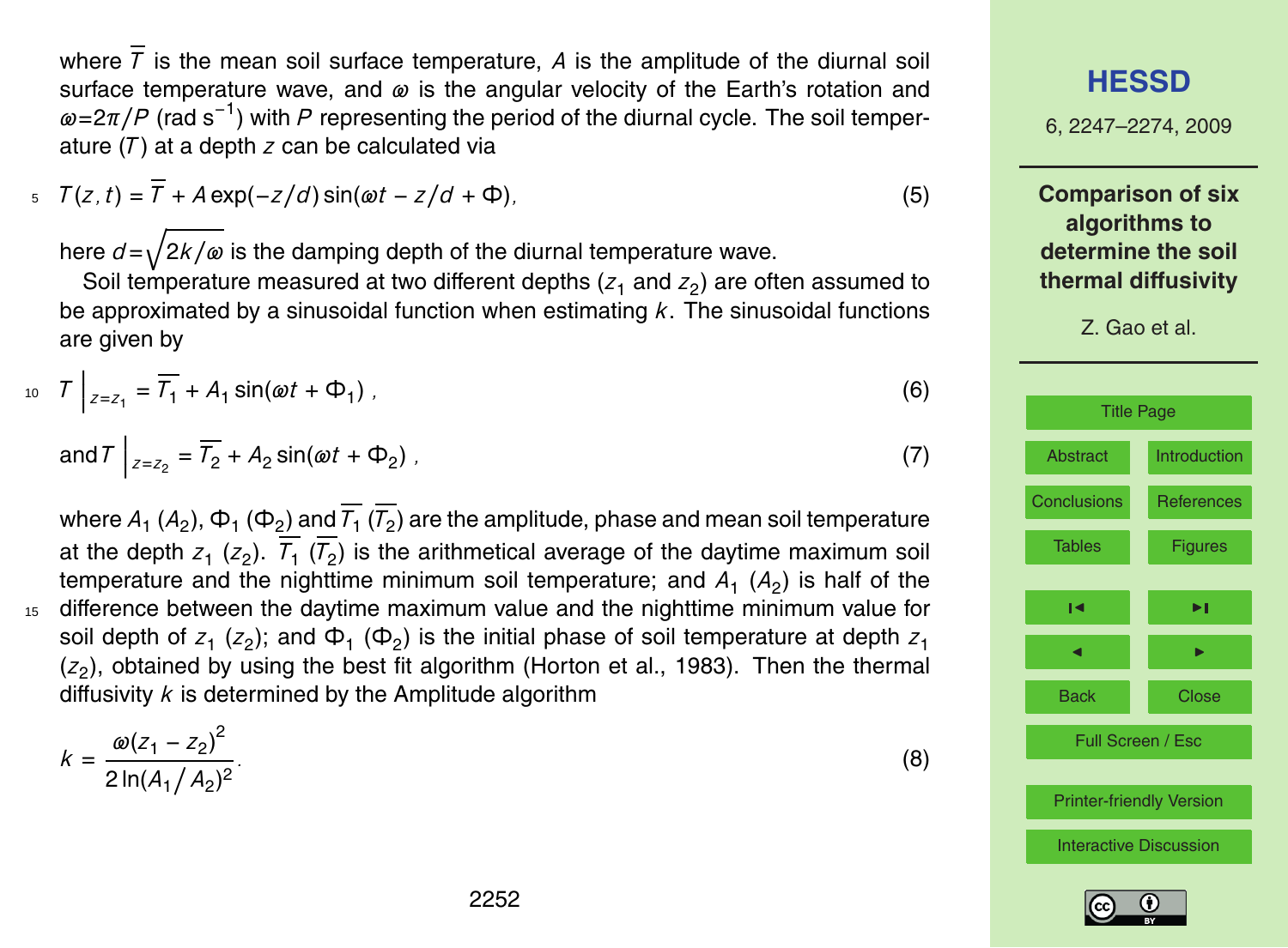where $\overline{T}$ is the mean soil surface temperature, $A$ is the amplitude of the diurnal soil surface temperature wave, and $\varpi$ is the angular velocity of the Earth's rotation and $\varpi = 2\pi/P$ (rad s$^{-1}$) with $P$ representing the period of the diurnal cycle. The soil temperature ($T$) at a depth $z$ can be calculated via

$$T(z,t) = \overline{T} + A\exp(-z/d)\sin(\varpi t - z/d + \Phi), \tag{5}$$

here $d = \sqrt{2k/\varpi}$ is the damping depth of the diurnal temperature wave.

Soil temperature measured at two different depths ($z_1$ and $z_2$) are often assumed to be approximated by a sinusoidal function when estimating $k$. The sinusoidal functions are given by

$$T\Big|_{z=z_1} = \overline{T_1} + A_1\sin(\varpi t + \Phi_1), \tag{6}$$

$$\text{and}\, T\Big|_{z=z_2} = \overline{T_2} + A_2\sin(\varpi t + \Phi_2), \tag{7}$$

where $A_1$ ($A_2$), $\Phi_1$ ($\Phi_2$) and $\overline{T_1}$ ($\overline{T_2}$) are the amplitude, phase and mean soil temperature at the depth $z_1$ ($z_2$). $\overline{T_1}$ ($\overline{T_2}$) is the arithmetical average of the daytime maximum soil temperature and the nighttime minimum soil temperature; and $A_1$ ($A_2$) is half of the difference between the daytime maximum value and the nighttime minimum value for soil depth of $z_1$ ($z_2$); and $\Phi_1$ ($\Phi_2$) is the initial phase of soil temperature at depth $z_1$ ($z_2$), obtained by using the best fit algorithm (Horton et al., 1983). Then the thermal diffusivity $k$ is determined by the Amplitude algorithm

$$k = \frac{\varpi(z_1 - z_2)^2}{2\ln(A_1/A_2)^2}. \tag{8}$$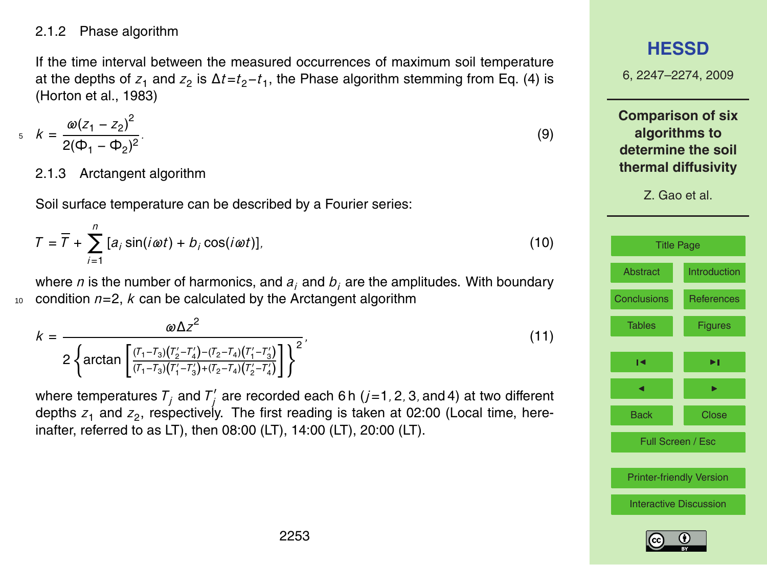#### 2.1.2 Phase algorithm

If the time interval between the measured occurrences of maximum soil temperature at the depths of $z_1$ and $z_2$ is $\Delta t = t_2 - t_1$, the Phase algorithm stemming from Eq. (4) is (Horton et al., 1983)

$$k = \frac{\omega (z_1 - z_2)^2}{2(\Phi_1 - \Phi_2)^2}. \tag{9}$$

#### 2.1.3 Arctangent algorithm

Soil surface temperature can be described by a Fourier series:

$$T = \overline{T} + \sum_{i=1}^{n} \left[ a_i \sin(i\omega t) + b_i \cos(i\omega t) \right], \tag{10}$$

where $n$ is the number of harmonics, and $a_i$ and $b_i$ are the amplitudes. With boundary condition $n=2$, $k$ can be calculated by the Arctangent algorithm

$$k = \frac{\omega \Delta z^2}{2 \left\{ \arctan \left[ \frac{(T_1 - T_3)(T_2' - T_4') - (T_2 - T_4)(T_1' - T_3')}{(T_1 - T_3)(T_1' - T_3') + (T_2 - T_4)(T_2' - T_4')} \right] \right\}^2}, \tag{11}$$

where temperatures $T_j$ and $T_j'$ are recorded each 6 h ($j=1, 2, 3,$ and 4) at two different depths $z_1$ and $z_2$, respectively. The first reading is taken at 02:00 (Local time, hereinafter, referred to as LT), then 08:00 (LT), 14:00 (LT), 20:00 (LT).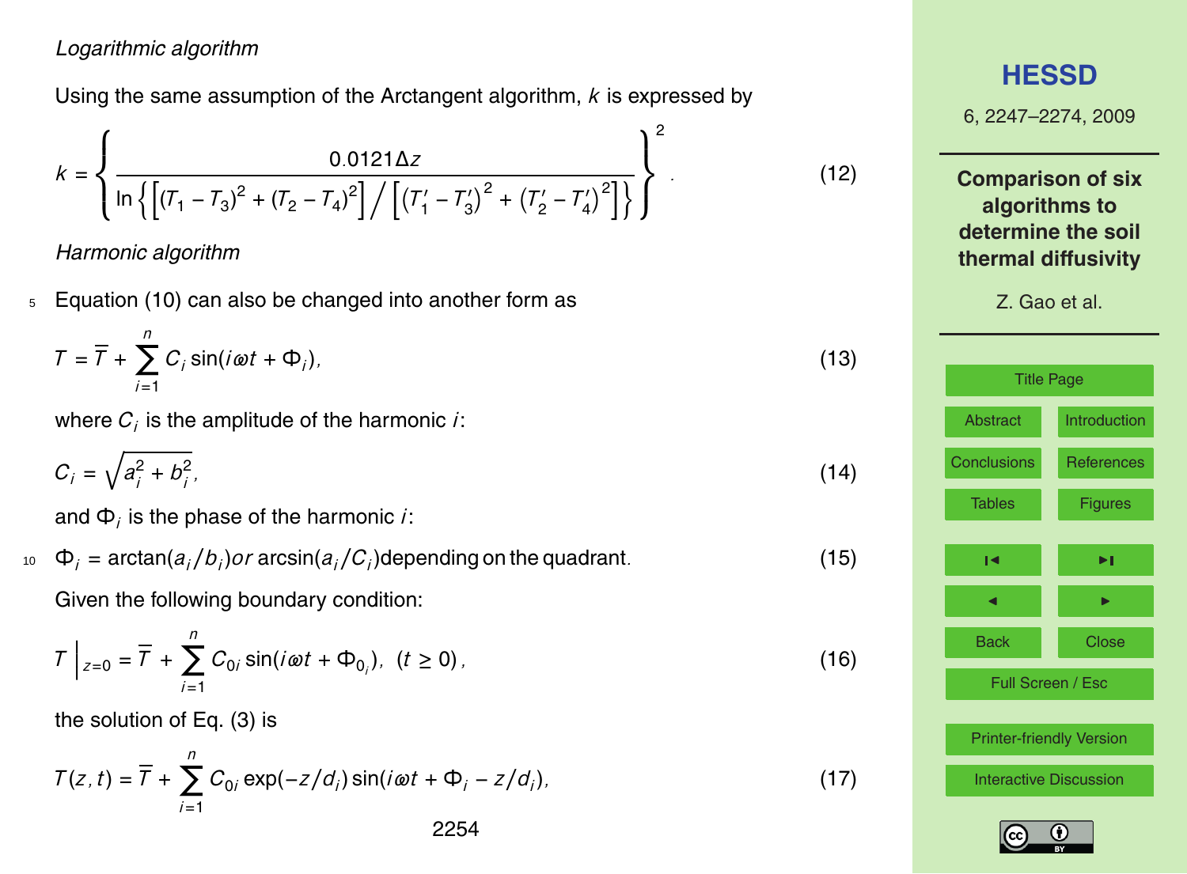*Logarithmic algorithm*

Using the same assumption of the Arctangent algorithm, $k$ is expressed by

$$k = \left\{ \frac{0.0121\Delta z}{\ln\left\{ \left[ (T_1 - T_3)^2 + (T_2 - T_4)^2 \right] \Big/ \left[ \left(T_1' - T_3'\right)^2 + \left(T_2' - T_4'\right)^2 \right] \right\}} \right\}^2 . \tag{12}$$

*Harmonic algorithm*

Equation (10) can also be changed into another form as

$$T = \overline{T} + \sum_{i=1}^{n} C_i \sin(i\omega t + \Phi_i), \tag{13}$$

where $C_i$ is the amplitude of the harmonic $i$:

$$C_i = \sqrt{a_i^2 + b_i^2}, \tag{14}$$

and $\Phi_i$ is the phase of the harmonic $i$:

$$\Phi_i = \arctan(a_i/b_i) \textit{ or } \arcsin(a_i/C_i) \text{ depending on the quadrant}. \tag{15}$$

Given the following boundary condition:

$$T\Big|_{z=0} = \overline{T} + \sum_{i=1}^{n} C_{0i} \sin(i\omega t + \Phi_{0_i}), \;\; (t \geq 0), \tag{16}$$

the solution of Eq. (3) is

$$T(z,t) = \overline{T} + \sum_{i=1}^{n} C_{0i} \exp(-z/d_i) \sin(i\omega t + \Phi_i - z/d_i), \tag{17}$$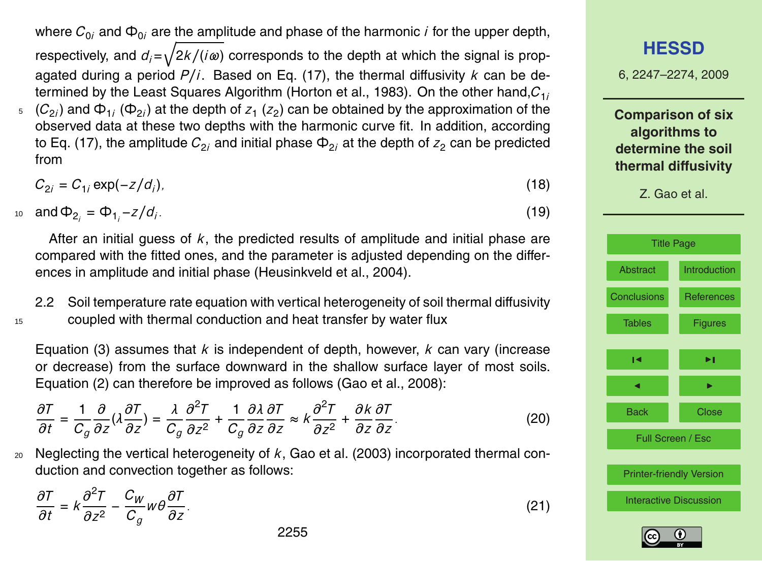where $C_{0i}$ and $\Phi_{0i}$ are the amplitude and phase of the harmonic $i$ for the upper depth, respectively, and $d_i = \sqrt{2k/(i\omega)}$ corresponds to the depth at which the signal is propagated during a period $P/i$. Based on Eq. (17), the thermal diffusivity $k$ can be determined by the Least Squares Algorithm (Horton et al., 1983). On the other hand,$C_{1i}$ ($C_{2i}$) and $\Phi_{1i}$ ($\Phi_{2i}$) at the depth of $z_1$ ($z_2$) can be obtained by the approximation of the observed data at these two depths with the harmonic curve fit. In addition, according to Eq. (17), the amplitude $C_{2i}$ and initial phase $\Phi_{2i}$ at the depth of $z_2$ can be predicted from

$$C_{2i} = C_{1i} \exp(-z/d_i), \tag{18}$$

and $$\Phi_{2_i} = \Phi_{1_i} - z/d_i. \tag{19}$$

After an initial guess of $k$, the predicted results of amplitude and initial phase are compared with the fitted ones, and the parameter is adjusted depending on the differences in amplitude and initial phase (Heusinkveld et al., 2004).

### 2.2 Soil temperature rate equation with vertical heterogeneity of soil thermal diffusivity coupled with thermal conduction and heat transfer by water flux

Equation (3) assumes that $k$ is independent of depth, however, $k$ can vary (increase or decrease) from the surface downward in the shallow surface layer of most soils. Equation (2) can therefore be improved as follows (Gao et al., 2008):

$$\frac{\partial T}{\partial t} = \frac{1}{C_g}\frac{\partial}{\partial z}\left(\lambda \frac{\partial T}{\partial z}\right) = \frac{\lambda}{C_g}\frac{\partial^2 T}{\partial z^2} + \frac{1}{C_g}\frac{\partial \lambda}{\partial z}\frac{\partial T}{\partial z} \approx k\frac{\partial^2 T}{\partial z^2} + \frac{\partial k}{\partial z}\frac{\partial T}{\partial z}. \tag{20}$$

Neglecting the vertical heterogeneity of $k$, Gao et al. (2003) incorporated thermal conduction and convection together as follows:

$$\frac{\partial T}{\partial t} = k\frac{\partial^2 T}{\partial z^2} - \frac{C_W}{C_g} w\theta \frac{\partial T}{\partial z}. \tag{21}$$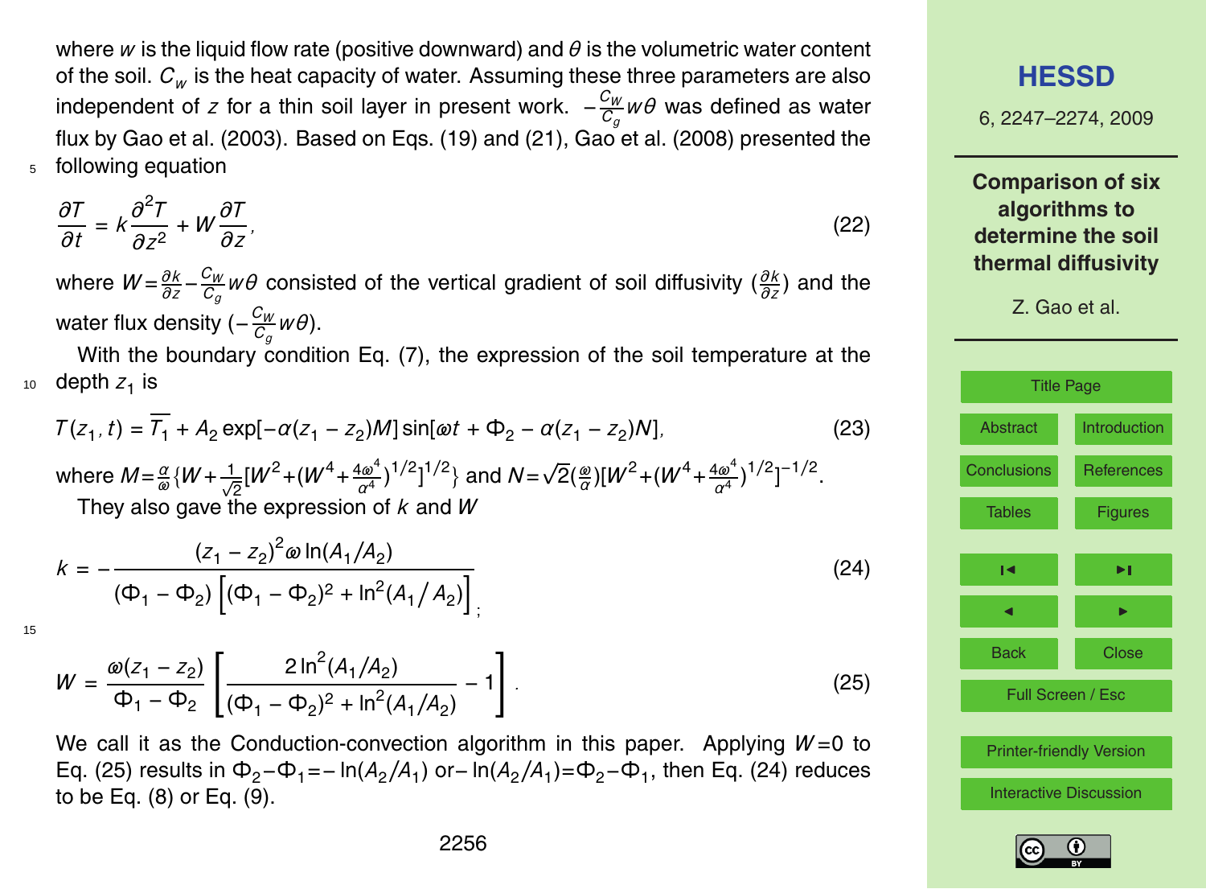where $w$ is the liquid flow rate (positive downward) and $\theta$ is the volumetric water content of the soil. $C_w$ is the heat capacity of water. Assuming these three parameters are also independent of $z$ for a thin soil layer in present work. $-\frac{C_w}{C_g}w\theta$ was defined as water flux by Gao et al. (2003). Based on Eqs. (19) and (21), Gao et al. (2008) presented the following equation

$$\frac{\partial T}{\partial t} = k\frac{\partial^2 T}{\partial z^2} + W\frac{\partial T}{\partial z}, \tag{22}$$

where $W=\frac{\partial k}{\partial z}-\frac{C_w}{C_g}w\theta$ consisted of the vertical gradient of soil diffusivity ($\frac{\partial k}{\partial z}$) and the water flux density ($-\frac{C_w}{C_g}w\theta$).

With the boundary condition Eq. (7), the expression of the soil temperature at the depth $z_1$ is

$$T(z_1, t) = \overline{T_1} + A_2 \exp[-\alpha(z_1 - z_2)M]\sin[\omega t + \Phi_2 - \alpha(z_1 - z_2)N], \tag{23}$$

where $M=\frac{\alpha}{\omega}\{W+\frac{1}{\sqrt{2}}[W^2+(W^4+\frac{4\omega^4}{\alpha^4})^{1/2}]^{1/2}\}$ and $N=\sqrt{2}(\frac{\omega}{\alpha})[W^2+(W^4+\frac{4\omega^4}{\alpha^4})^{1/2}]^{-1/2}$.

They also gave the expression of $k$ and $W$

$$k = -\frac{(z_1 - z_2)^2\omega \ln(A_1/A_2)}{(\Phi_1 - \Phi_2)\left[(\Phi_1 - \Phi_2)^2 + \ln^2(A_1/A_2)\right]}; \tag{24}$$

$$W = \frac{\omega(z_1 - z_2)}{\Phi_1 - \Phi_2}\left[\frac{2\ln^2(A_1/A_2)}{(\Phi_1 - \Phi_2)^2 + \ln^2(A_1/A_2)} - 1\right]. \tag{25}$$

We call it as the Conduction-convection algorithm in this paper. Applying $W=0$ to Eq. (25) results in $\Phi_2-\Phi_1=-\ln(A_2/A_1)$ or $-\ln(A_2/A_1)=\Phi_2-\Phi_1$, then Eq. (24) reduces to be Eq. (8) or Eq. (9).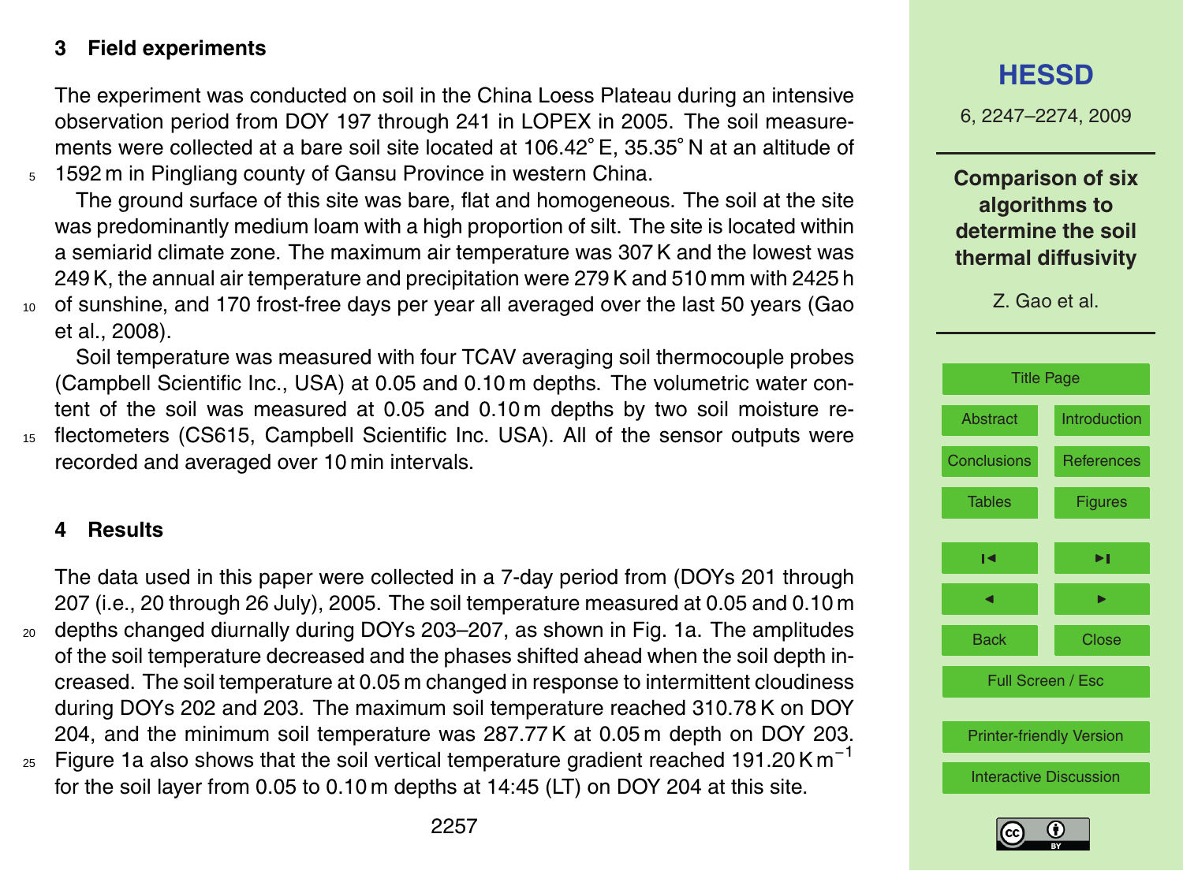## 3 Field experiments

The experiment was conducted on soil in the China Loess Plateau during an intensive observation period from DOY 197 through 241 in LOPEX in 2005. The soil measurements were collected at a bare soil site located at 106.42° E, 35.35° N at an altitude of 1592 m in Pingliang county of Gansu Province in western China.

The ground surface of this site was bare, flat and homogeneous. The soil at the site was predominantly medium loam with a high proportion of silt. The site is located within a semiarid climate zone. The maximum air temperature was 307 K and the lowest was 249 K, the annual air temperature and precipitation were 279 K and 510 mm with 2425 h of sunshine, and 170 frost-free days per year all averaged over the last 50 years (Gao et al., 2008).

Soil temperature was measured with four TCAV averaging soil thermocouple probes (Campbell Scientific Inc., USA) at 0.05 and 0.10 m depths. The volumetric water content of the soil was measured at 0.05 and 0.10 m depths by two soil moisture reflectometers (CS615, Campbell Scientific Inc. USA). All of the sensor outputs were recorded and averaged over 10 min intervals.

## 4 Results

The data used in this paper were collected in a 7-day period from (DOYs 201 through 207 (i.e., 20 through 26 July), 2005. The soil temperature measured at 0.05 and 0.10 m depths changed diurnally during DOYs 203–207, as shown in Fig. 1a. The amplitudes of the soil temperature decreased and the phases shifted ahead when the soil depth increased. The soil temperature at 0.05 m changed in response to intermittent cloudiness during DOYs 202 and 203. The maximum soil temperature reached 310.78 K on DOY 204, and the minimum soil temperature was 287.77 K at 0.05 m depth on DOY 203. Figure 1a also shows that the soil vertical temperature gradient reached 191.20 K $m^{-1}$ for the soil layer from 0.05 to 0.10 m depths at 14:45 (LT) on DOY 204 at this site.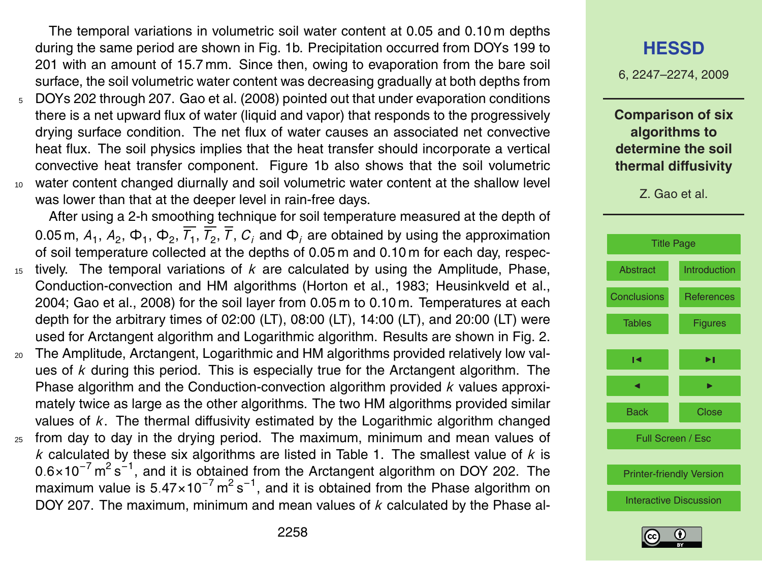The temporal variations in volumetric soil water content at 0.05 and 0.10 m depths during the same period are shown in Fig. 1b. Precipitation occurred from DOYs 199 to 201 with an amount of 15.7 mm. Since then, owing to evaporation from the bare soil surface, the soil volumetric water content was decreasing gradually at both depths from DOYs 202 through 207. Gao et al. (2008) pointed out that under evaporation conditions there is a net upward flux of water (liquid and vapor) that responds to the progressively drying surface condition. The net flux of water causes an associated net convective heat flux. The soil physics implies that the heat transfer should incorporate a vertical convective heat transfer component. Figure 1b also shows that the soil volumetric water content changed diurnally and soil volumetric water content at the shallow level was lower than that at the deeper level in rain-free days.

After using a 2-h smoothing technique for soil temperature measured at the depth of 0.05 m, $A_1$, $A_2$, $\Phi_1$, $\Phi_2$, $\overline{T_1}$, $\overline{T_2}$, $\overline{T}$, $C_i$ and $\Phi_i$ are obtained by using the approximation of soil temperature collected at the depths of 0.05 m and 0.10 m for each day, respectively. The temporal variations of $k$ are calculated by using the Amplitude, Phase, Conduction-convection and HM algorithms (Horton et al., 1983; Heusinkveld et al., 2004; Gao et al., 2008) for the soil layer from 0.05 m to 0.10 m. Temperatures at each depth for the arbitrary times of 02:00 (LT), 08:00 (LT), 14:00 (LT), and 20:00 (LT) were used for Arctangent algorithm and Logarithmic algorithm. Results are shown in Fig. 2. The Amplitude, Arctangent, Logarithmic and HM algorithms provided relatively low values of $k$ during this period. This is especially true for the Arctangent algorithm. The Phase algorithm and the Conduction-convection algorithm provided $k$ values approximately twice as large as the other algorithms. The two HM algorithms provided similar values of $k$. The thermal diffusivity estimated by the Logarithmic algorithm changed from day to day in the drying period. The maximum, minimum and mean values of $k$ calculated by these six algorithms are listed in Table 1. The smallest value of $k$ is $0.6\times10^{-7}\,\mathrm{m^2\,s^{-1}}$, and it is obtained from the Arctangent algorithm on DOY 202. The maximum value is $5.47\times10^{-7}\,\mathrm{m^2\,s^{-1}}$, and it is obtained from the Phase algorithm on DOY 207. The maximum, minimum and mean values of $k$ calculated by the Phase al-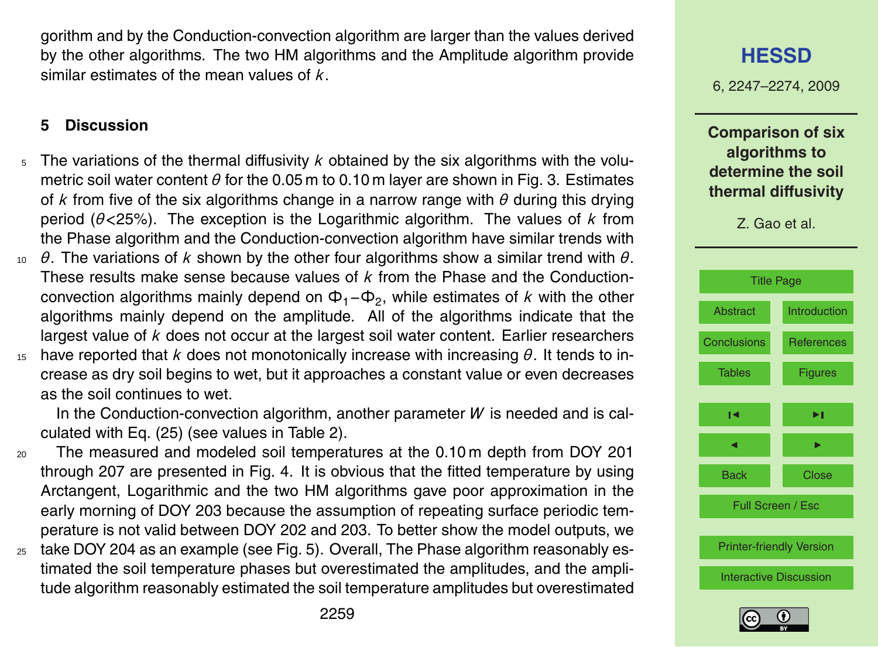gorithm and by the Conduction-convection algorithm are larger than the values derived by the other algorithms. The two HM algorithms and the Amplitude algorithm provide similar estimates of the mean values of $k$.

## 5 Discussion

The variations of the thermal diffusivity $k$ obtained by the six algorithms with the volumetric soil water content $\theta$ for the 0.05 m to 0.10 m layer are shown in Fig. 3. Estimates of $k$ from five of the six algorithms change in a narrow range with $\theta$ during this drying period ($\theta$<25%). The exception is the Logarithmic algorithm. The values of $k$ from the Phase algorithm and the Conduction-convection algorithm have similar trends with $\theta$. The variations of $k$ shown by the other four algorithms show a similar trend with $\theta$. These results make sense because values of $k$ from the Phase and the Conduction-convection algorithms mainly depend on $\Phi_1 - \Phi_2$, while estimates of $k$ with the other algorithms mainly depend on the amplitude. All of the algorithms indicate that the largest value of $k$ does not occur at the largest soil water content. Earlier researchers have reported that $k$ does not monotonically increase with increasing $\theta$. It tends to increase as dry soil begins to wet, but it approaches a constant value or even decreases as the soil continues to wet.

In the Conduction-convection algorithm, another parameter $W$ is needed and is calculated with Eq. (25) (see values in Table 2).

The measured and modeled soil temperatures at the 0.10 m depth from DOY 201 through 207 are presented in Fig. 4. It is obvious that the fitted temperature by using Arctangent, Logarithmic and the two HM algorithms gave poor approximation in the early morning of DOY 203 because the assumption of repeating surface periodic temperature is not valid between DOY 202 and 203. To better show the model outputs, we take DOY 204 as an example (see Fig. 5). Overall, The Phase algorithm reasonably estimated the soil temperature phases but overestimated the amplitudes, and the amplitude algorithm reasonably estimated the soil temperature amplitudes but overestimated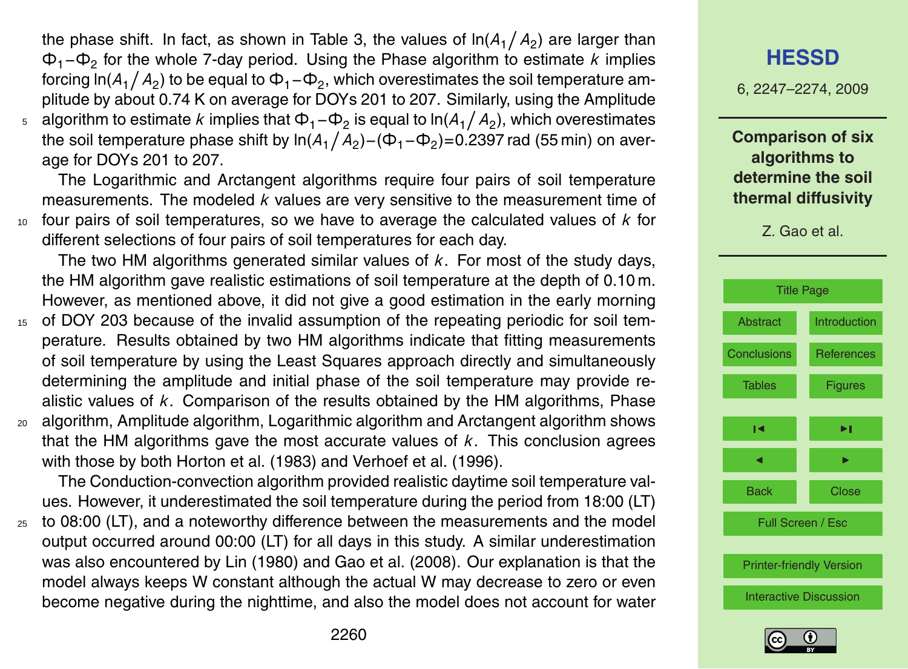the phase shift. In fact, as shown in Table 3, the values of $\ln(A_1/A_2)$ are larger than $\Phi_1-\Phi_2$ for the whole 7-day period. Using the Phase algorithm to estimate $k$ implies forcing $\ln(A_1/A_2)$ to be equal to $\Phi_1-\Phi_2$, which overestimates the soil temperature amplitude by about 0.74 K on average for DOYs 201 to 207. Similarly, using the Amplitude algorithm to estimate $k$ implies that $\Phi_1-\Phi_2$ is equal to $\ln(A_1/A_2)$, which overestimates the soil temperature phase shift by $\ln(A_1/A_2)-(\Phi_1-\Phi_2)=0.2397$ rad (55 min) on average for DOYs 201 to 207.

The Logarithmic and Arctangent algorithms require four pairs of soil temperature measurements. The modeled $k$ values are very sensitive to the measurement time of four pairs of soil temperatures, so we have to average the calculated values of $k$ for different selections of four pairs of soil temperatures for each day.

The two HM algorithms generated similar values of $k$. For most of the study days, the HM algorithm gave realistic estimations of soil temperature at the depth of 0.10 m. However, as mentioned above, it did not give a good estimation in the early morning of DOY 203 because of the invalid assumption of the repeating periodic for soil temperature. Results obtained by two HM algorithms indicate that fitting measurements of soil temperature by using the Least Squares approach directly and simultaneously determining the amplitude and initial phase of the soil temperature may provide realistic values of $k$. Comparison of the results obtained by the HM algorithms, Phase algorithm, Amplitude algorithm, Logarithmic algorithm and Arctangent algorithm shows that the HM algorithms gave the most accurate values of $k$. This conclusion agrees with those by both Horton et al. (1983) and Verhoef et al. (1996).

The Conduction-convection algorithm provided realistic daytime soil temperature values. However, it underestimated the soil temperature during the period from 18:00 (LT) to 08:00 (LT), and a noteworthy difference between the measurements and the model output occurred around 00:00 (LT) for all days in this study. A similar underestimation was also encountered by Lin (1980) and Gao et al. (2008). Our explanation is that the model always keeps W constant although the actual W may decrease to zero or even become negative during the nighttime, and also the model does not account for water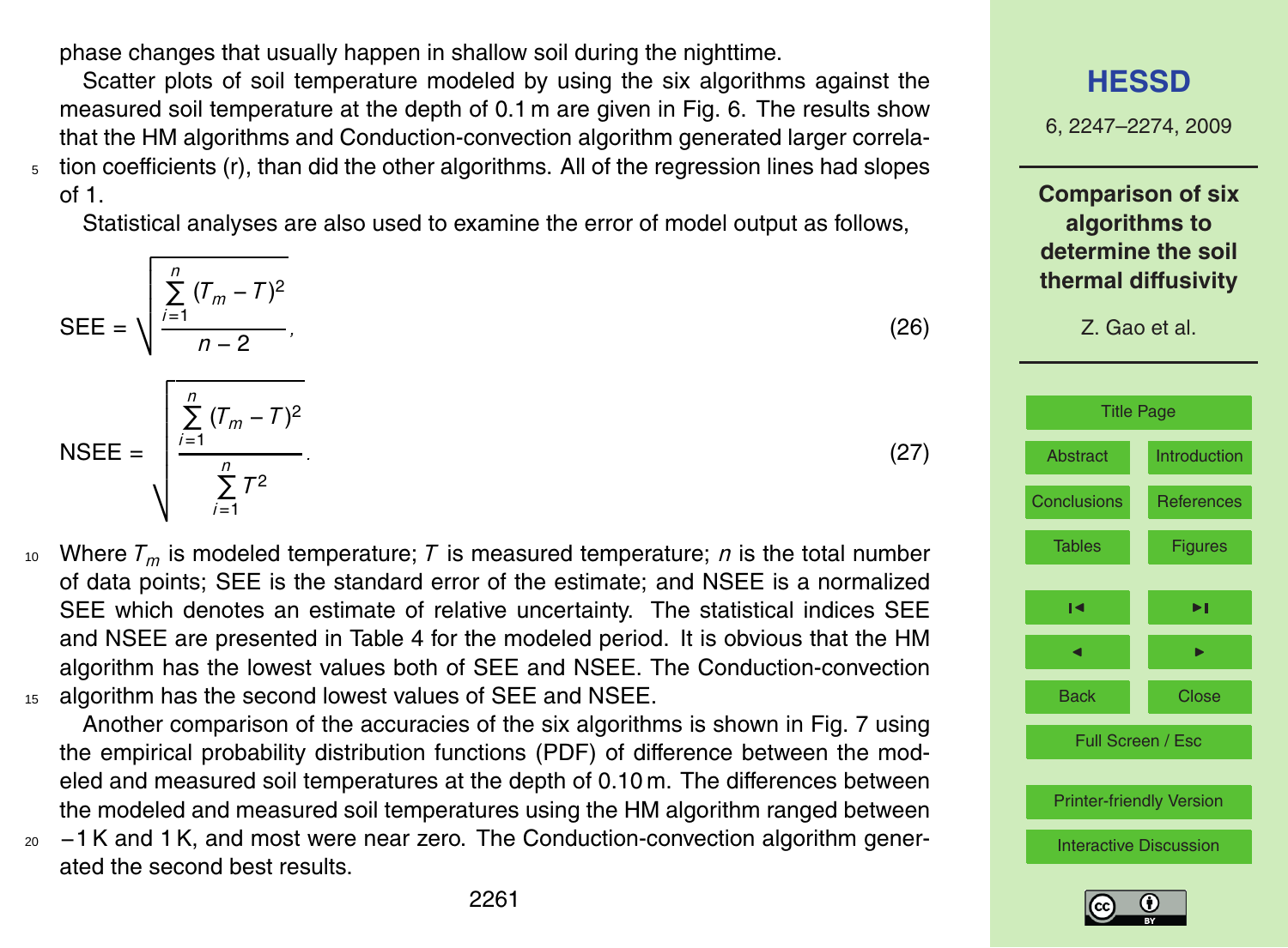phase changes that usually happen in shallow soil during the nighttime.

Scatter plots of soil temperature modeled by using the six algorithms against the measured soil temperature at the depth of 0.1 m are given in Fig. 6. The results show that the HM algorithms and Conduction-convection algorithm generated larger correlation coefficients (r), than did the other algorithms. All of the regression lines had slopes of 1.

Statistical analyses are also used to examine the error of model output as follows,

$$\mathrm{SEE} = \sqrt{\frac{\sum_{i=1}^{n} (T_m - T)^2}{n-2}}, \tag{26}$$

$$\mathrm{NSEE} = \sqrt{\frac{\sum_{i=1}^{n} (T_m - T)^2}{\sum_{i=1}^{n} T^2}}. \tag{27}$$

Where $T_m$ is modeled temperature; $T$ is measured temperature; $n$ is the total number of data points; SEE is the standard error of the estimate; and NSEE is a normalized SEE which denotes an estimate of relative uncertainty. The statistical indices SEE and NSEE are presented in Table 4 for the modeled period. It is obvious that the HM algorithm has the lowest values both of SEE and NSEE. The Conduction-convection algorithm has the second lowest values of SEE and NSEE.

Another comparison of the accuracies of the six algorithms is shown in Fig. 7 using the empirical probability distribution functions (PDF) of difference between the modeled and measured soil temperatures at the depth of 0.10 m. The differences between the modeled and measured soil temperatures using the HM algorithm ranged between −1 K and 1 K, and most were near zero. The Conduction-convection algorithm generated the second best results.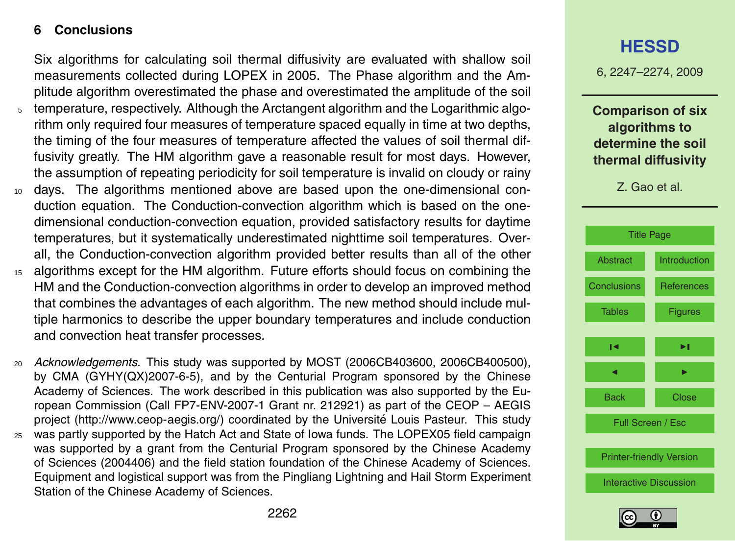## 6 Conclusions

Six algorithms for calculating soil thermal diffusivity are evaluated with shallow soil measurements collected during LOPEX in 2005. The Phase algorithm and the Amplitude algorithm overestimated the phase and overestimated the amplitude of the soil temperature, respectively. Although the Arctangent algorithm and the Logarithmic algorithm only required four measures of temperature spaced equally in time at two depths, the timing of the four measures of temperature affected the values of soil thermal diffusivity greatly. The HM algorithm gave a reasonable result for most days. However, the assumption of repeating periodicity for soil temperature is invalid on cloudy or rainy days. The algorithms mentioned above are based upon the one-dimensional conduction equation. The Conduction-convection algorithm which is based on the one-dimensional conduction-convection equation, provided satisfactory results for daytime temperatures, but it systematically underestimated nighttime soil temperatures. Overall, the Conduction-convection algorithm provided better results than all of the other algorithms except for the HM algorithm. Future efforts should focus on combining the HM and the Conduction-convection algorithms in order to develop an improved method that combines the advantages of each algorithm. The new method should include multiple harmonics to describe the upper boundary temperatures and include conduction and convection heat transfer processes.

*Acknowledgements.* This study was supported by MOST (2006CB403600, 2006CB400500), by CMA (GYHY(QX)2007-6-5), and by the Centurial Program sponsored by the Chinese Academy of Sciences. The work described in this publication was also supported by the European Commission (Call FP7-ENV-2007-1 Grant nr. 212921) as part of the CEOP – AEGIS project (http://www.ceop-aegis.org/) coordinated by the Université Louis Pasteur. This study was partly supported by the Hatch Act and State of Iowa funds. The LOPEX05 field campaign was supported by a grant from the Centurial Program sponsored by the Chinese Academy of Sciences (2004406) and the field station foundation of the Chinese Academy of Sciences. Equipment and logistical support was from the Pingliang Lightning and Hail Storm Experiment Station of the Chinese Academy of Sciences.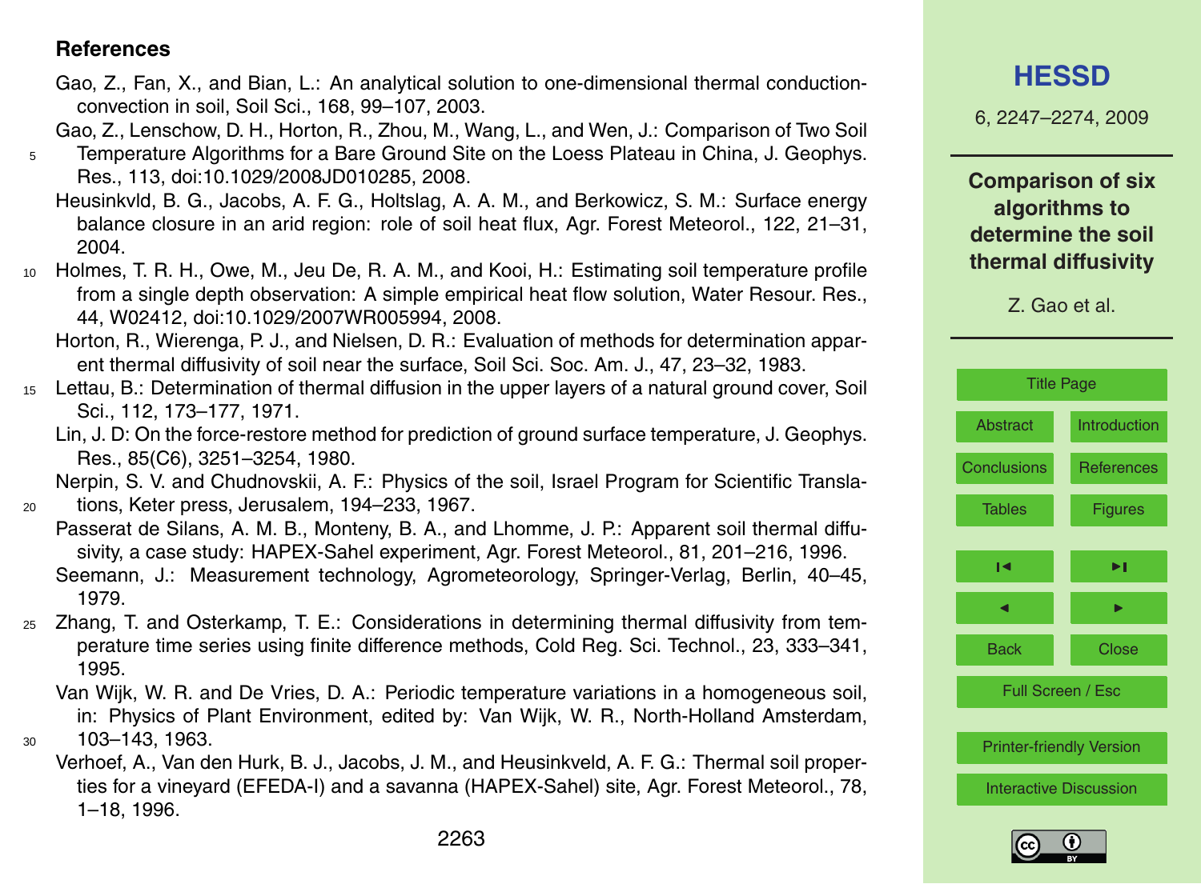## References

Gao, Z., Fan, X., and Bian, L.: An analytical solution to one-dimensional thermal conduction-convection in soil, Soil Sci., 168, 99–107, 2003.

Gao, Z., Lenschow, D. H., Horton, R., Zhou, M., Wang, L., and Wen, J.: Comparison of Two Soil Temperature Algorithms for a Bare Ground Site on the Loess Plateau in China, J. Geophys. Res., 113, doi:10.1029/2008JD010285, 2008.

Heusinkvld, B. G., Jacobs, A. F. G., Holtslag, A. A. M., and Berkowicz, S. M.: Surface energy balance closure in an arid region: role of soil heat flux, Agr. Forest Meteorol., 122, 21–31, 2004.

Holmes, T. R. H., Owe, M., Jeu De, R. A. M., and Kooi, H.: Estimating soil temperature profile from a single depth observation: A simple empirical heat flow solution, Water Resour. Res., 44, W02412, doi:10.1029/2007WR005994, 2008.

Horton, R., Wierenga, P. J., and Nielsen, D. R.: Evaluation of methods for determination apparent thermal diffusivity of soil near the surface, Soil Sci. Soc. Am. J., 47, 23–32, 1983.

Lettau, B.: Determination of thermal diffusion in the upper layers of a natural ground cover, Soil Sci., 112, 173–177, 1971.

Lin, J. D: On the force-restore method for prediction of ground surface temperature, J. Geophys. Res., 85(C6), 3251–3254, 1980.

Nerpin, S. V. and Chudnovskii, A. F.: Physics of the soil, Israel Program for Scientific Translations, Keter press, Jerusalem, 194–233, 1967.

Passerat de Silans, A. M. B., Monteny, B. A., and Lhomme, J. P.: Apparent soil thermal diffusivity, a case study: HAPEX-Sahel experiment, Agr. Forest Meteorol., 81, 201–216, 1996.

Seemann, J.: Measurement technology, Agrometeorology, Springer-Verlag, Berlin, 40–45, 1979.

Zhang, T. and Osterkamp, T. E.: Considerations in determining thermal diffusivity from temperature time series using finite difference methods, Cold Reg. Sci. Technol., 23, 333–341, 1995.

Van Wijk, W. R. and De Vries, D. A.: Periodic temperature variations in a homogeneous soil, in: Physics of Plant Environment, edited by: Van Wijk, W. R., North-Holland Amsterdam, 103–143, 1963.

Verhoef, A., Van den Hurk, B. J., Jacobs, J. M., and Heusinkveld, A. F. G.: Thermal soil properties for a vineyard (EFEDA-I) and a savanna (HAPEX-Sahel) site, Agr. Forest Meteorol., 78, 1–18, 1996.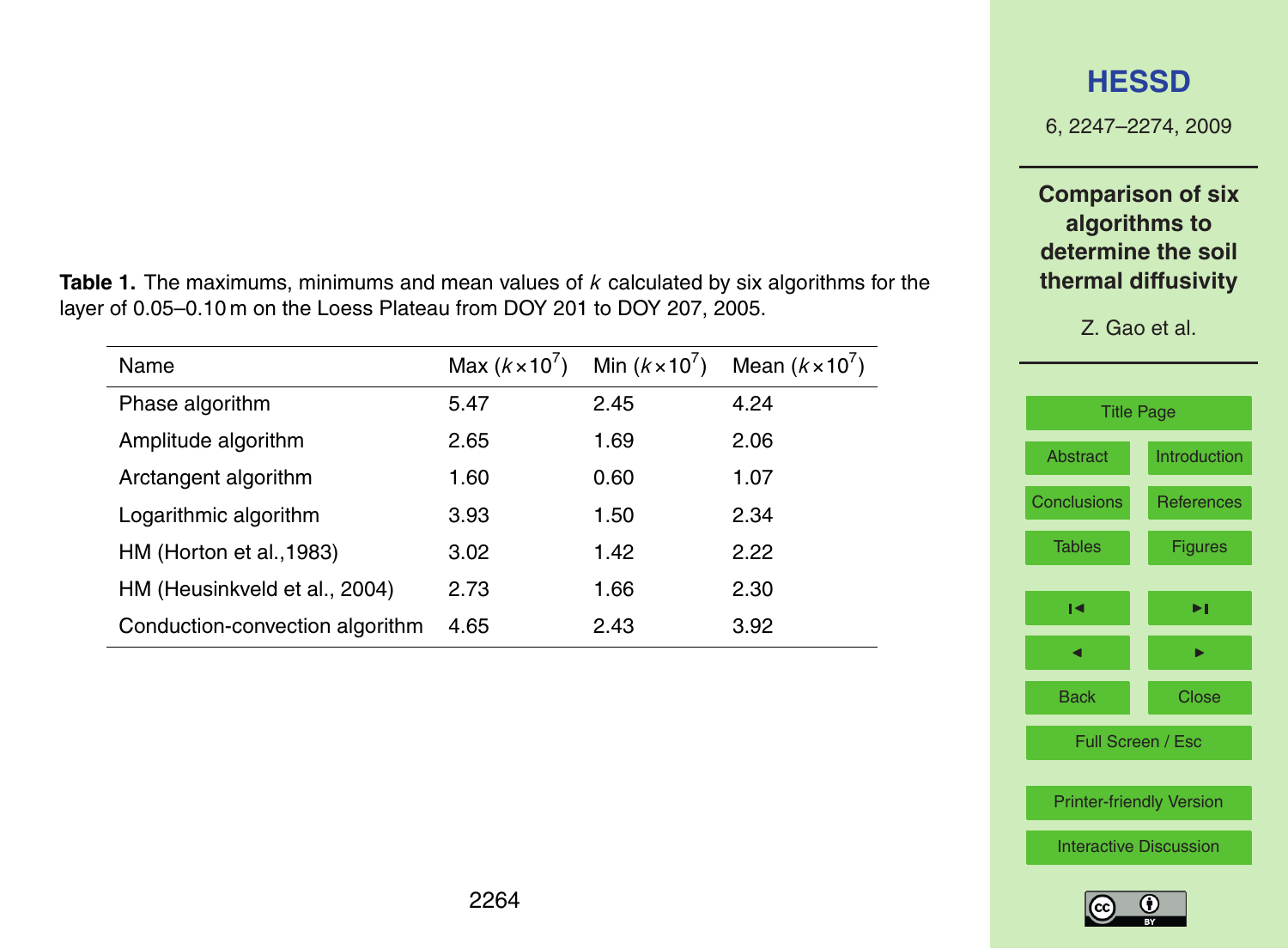**Table 1.** The maximums, minimums and mean values of $k$ calculated by six algorithms for the layer of 0.05–0.10 m on the Loess Plateau from DOY 201 to DOY 207, 2005.

| Name | Max ($k \times 10^7$) | Min ($k \times 10^7$) | Mean ($k \times 10^7$) |
|---|---|---|---|
| Phase algorithm | 5.47 | 2.45 | 4.24 |
| Amplitude algorithm | 2.65 | 1.69 | 2.06 |
| Arctangent algorithm | 1.60 | 0.60 | 1.07 |
| Logarithmic algorithm | 3.93 | 1.50 | 2.34 |
| HM (Horton et al.,1983) | 3.02 | 1.42 | 2.22 |
| HM (Heusinkveld et al., 2004) | 2.73 | 1.66 | 2.30 |
| Conduction-convection algorithm | 4.65 | 2.43 | 3.92 |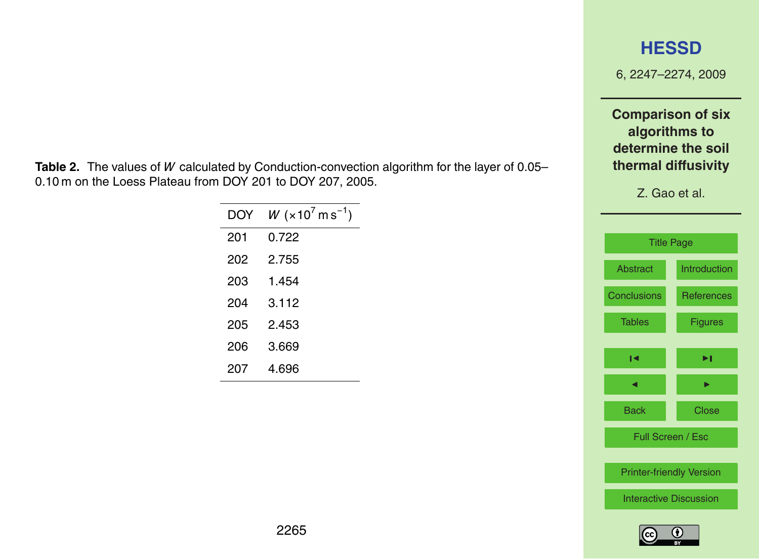**Table 2.** The values of $W$ calculated by Conduction-convection algorithm for the layer of 0.05–0.10 m on the Loess Plateau from DOY 201 to DOY 207, 2005.

| DOY | $W$ ($\times 10^7$ m s$^{-1}$) |
|---|---|
| 201 | 0.722 |
| 202 | 2.755 |
| 203 | 1.454 |
| 204 | 3.112 |
| 205 | 2.453 |
| 206 | 3.669 |
| 207 | 4.696 |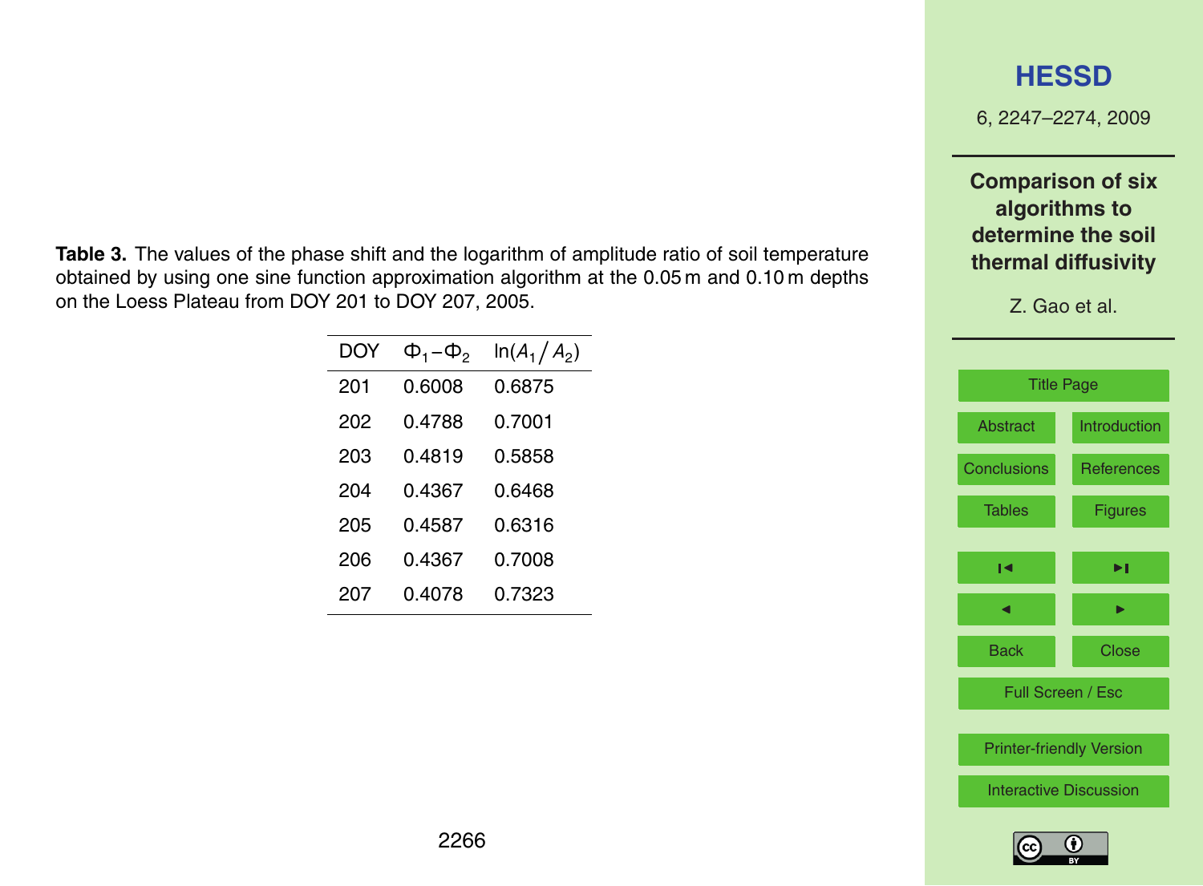**Table 3.** The values of the phase shift and the logarithm of amplitude ratio of soil temperature obtained by using one sine function approximation algorithm at the 0.05 m and 0.10 m depths on the Loess Plateau from DOY 201 to DOY 207, 2005.

| DOY | $\Phi_1 - \Phi_2$ | $\ln(A_1/A_2)$ |
|---|---|---|
| 201 | 0.6008 | 0.6875 |
| 202 | 0.4788 | 0.7001 |
| 203 | 0.4819 | 0.5858 |
| 204 | 0.4367 | 0.6468 |
| 205 | 0.4587 | 0.6316 |
| 206 | 0.4367 | 0.7008 |
| 207 | 0.4078 | 0.7323 |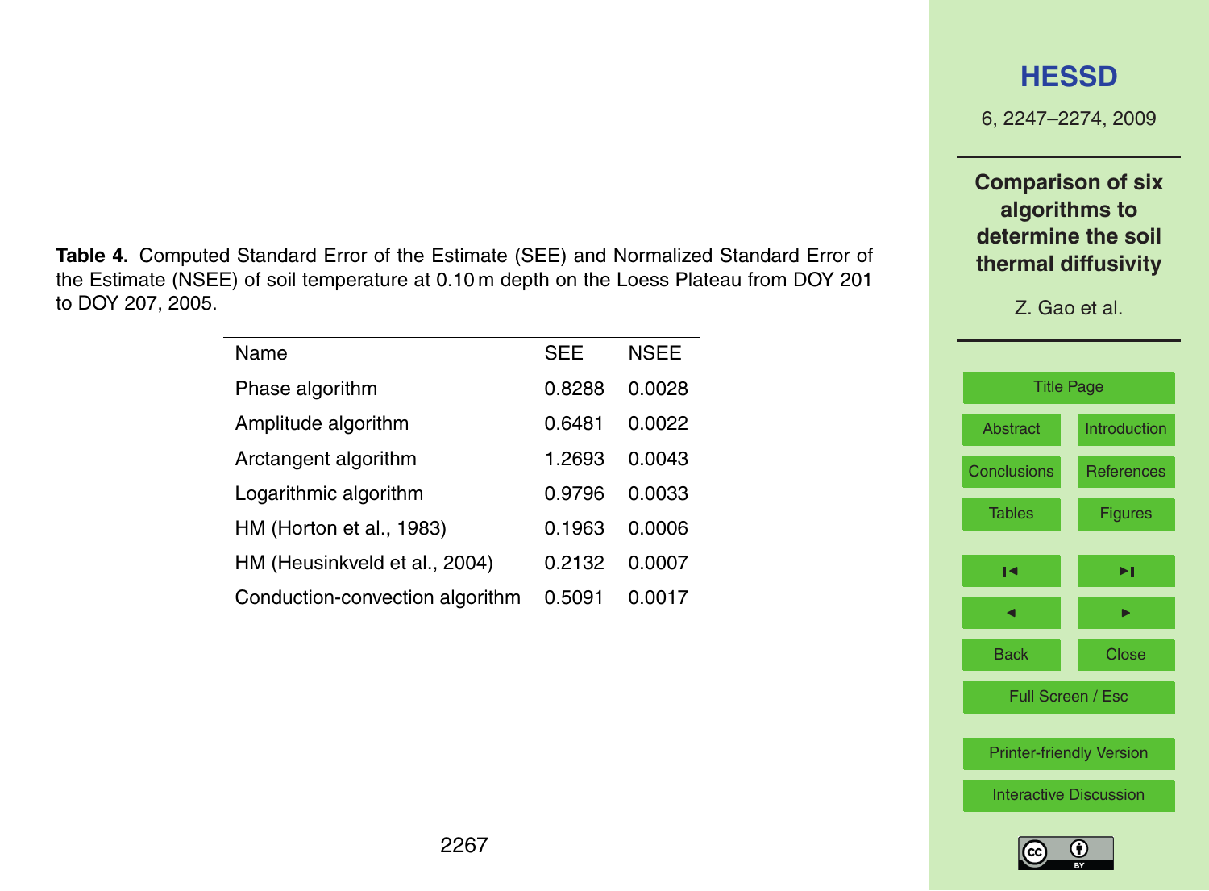**Table 4.** Computed Standard Error of the Estimate (SEE) and Normalized Standard Error of the Estimate (NSEE) of soil temperature at 0.10 m depth on the Loess Plateau from DOY 201 to DOY 207, 2005.

| Name | SEE | NSEE |
|---|---|---|
| Phase algorithm | 0.8288 | 0.0028 |
| Amplitude algorithm | 0.6481 | 0.0022 |
| Arctangent algorithm | 1.2693 | 0.0043 |
| Logarithmic algorithm | 0.9796 | 0.0033 |
| HM (Horton et al., 1983) | 0.1963 | 0.0006 |
| HM (Heusinkveld et al., 2004) | 0.2132 | 0.0007 |
| Conduction-convection algorithm | 0.5091 | 0.0017 |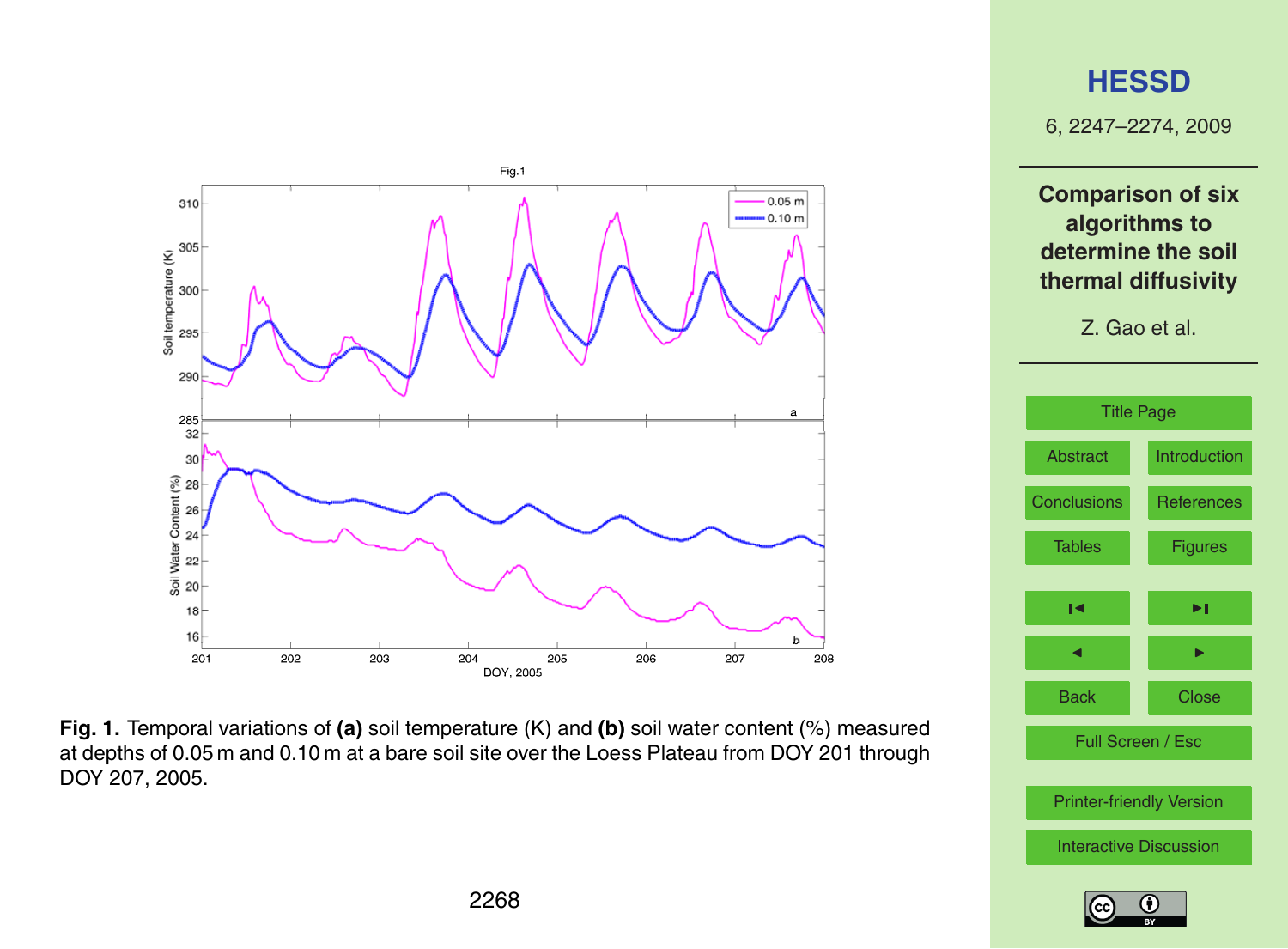**Fig. 1.** Temporal variations of **(a)** soil temperature (K) and **(b)** soil water content (%) measured at depths of 0.05 m and 0.10 m at a bare soil site over the Loess Plateau from DOY 201 through DOY 207, 2005.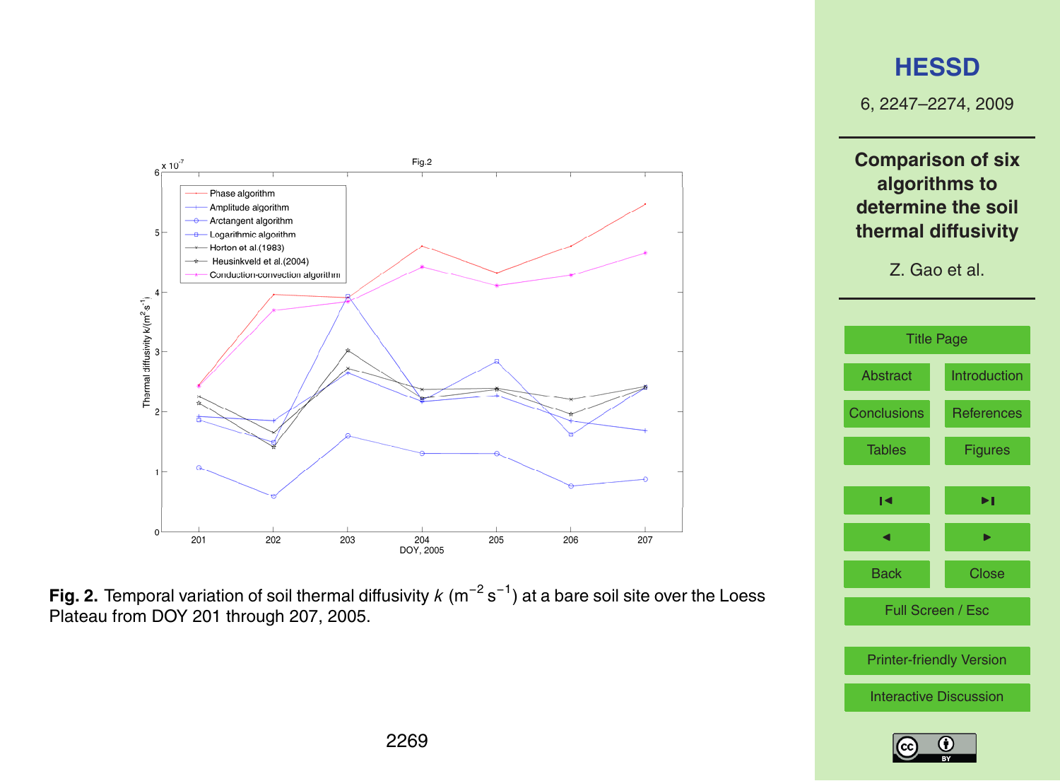**Fig. 2.** Temporal variation of soil thermal diffusivity $k$ ($m^{-2}\,s^{-1}$) at a bare soil site over the Loess Plateau from DOY 201 through 207, 2005.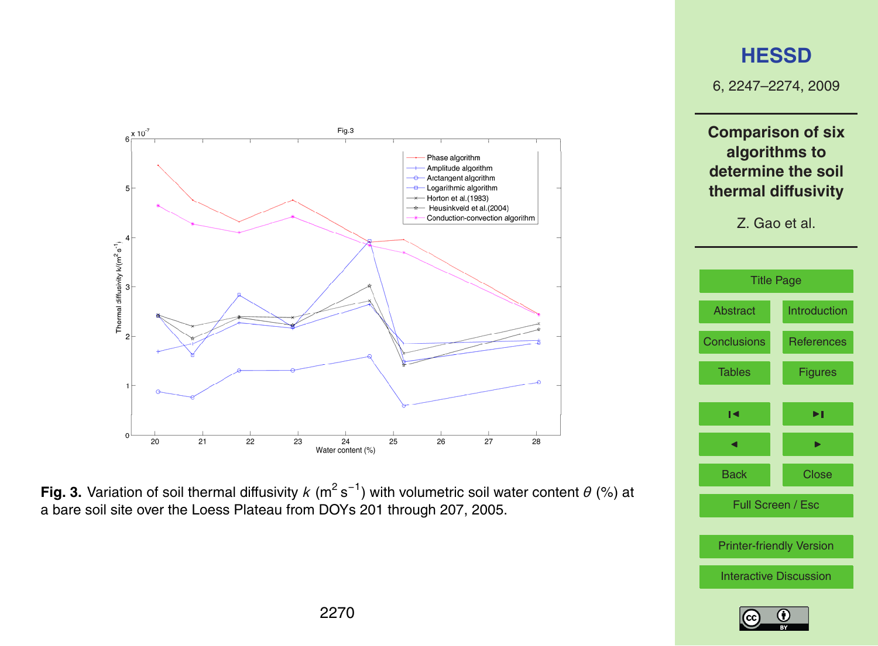**Fig. 3.** Variation of soil thermal diffusivity $k$ ($m^2 s^{-1}$) with volumetric soil water content $\theta$ (%) at a bare soil site over the Loess Plateau from DOYs 201 through 207, 2005.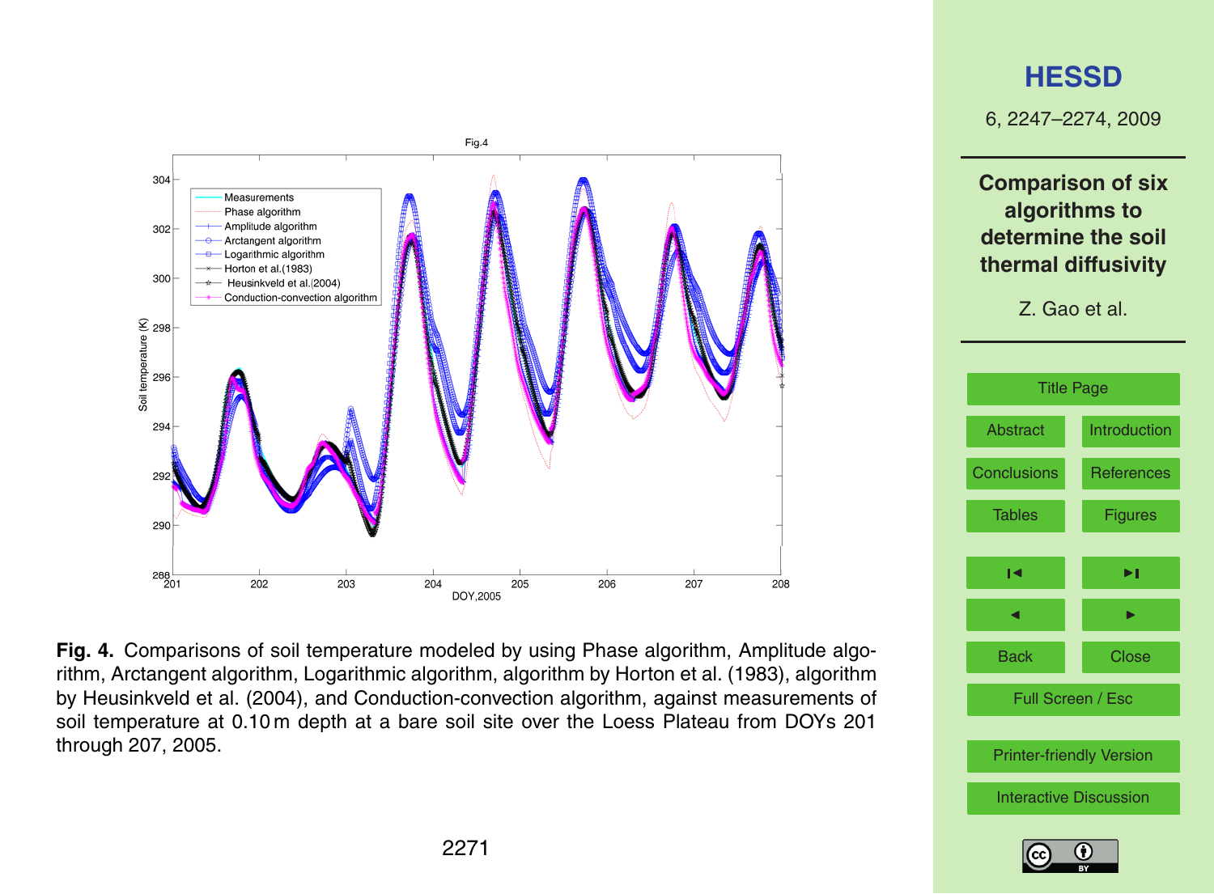**Fig. 4.** Comparisons of soil temperature modeled by using Phase algorithm, Amplitude algorithm, Arctangent algorithm, Logarithmic algorithm, algorithm by Horton et al. (1983), algorithm by Heusinkveld et al. (2004), and Conduction-convection algorithm, against measurements of soil temperature at 0.10 m depth at a bare soil site over the Loess Plateau from DOYs 201 through 207, 2005.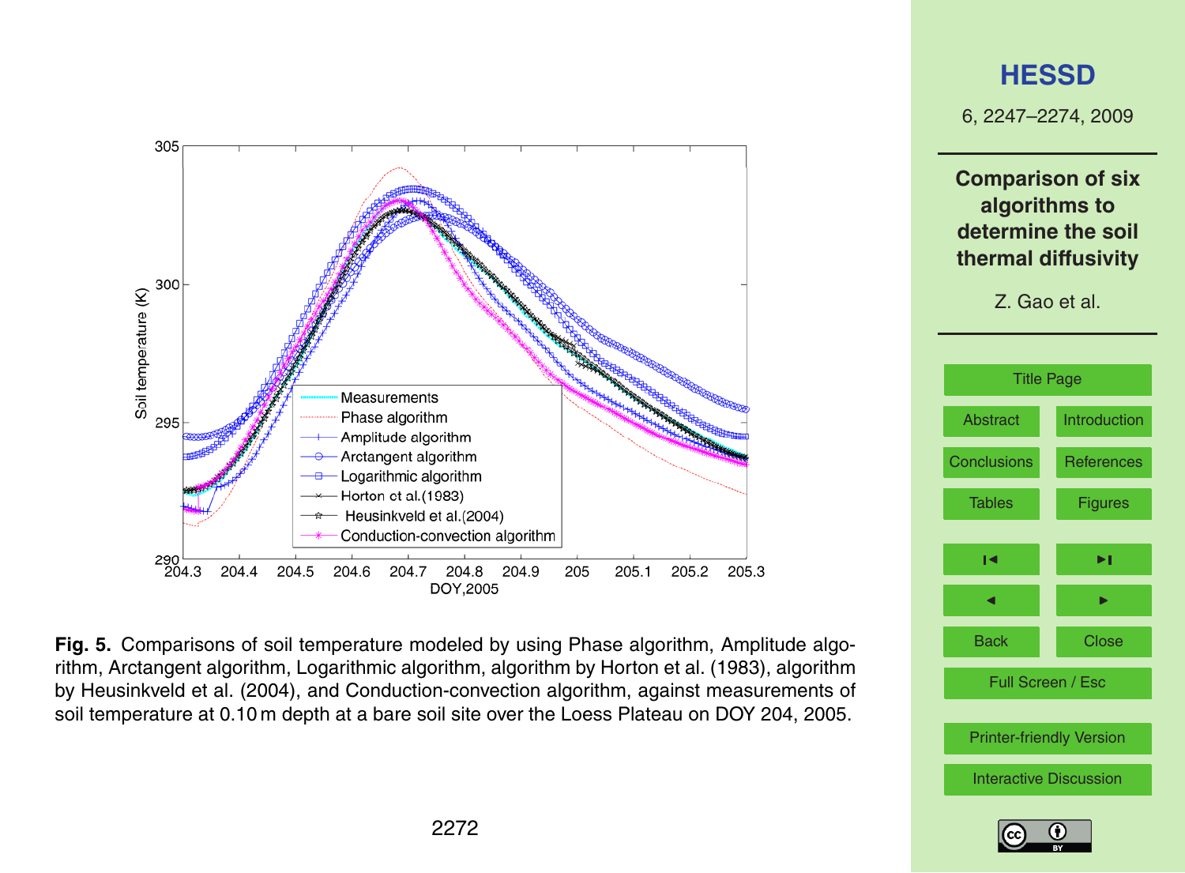**Fig. 5.** Comparisons of soil temperature modeled by using Phase algorithm, Amplitude algorithm, Arctangent algorithm, Logarithmic algorithm, algorithm by Horton et al. (1983), algorithm by Heusinkveld et al. (2004), and Conduction-convection algorithm, against measurements of soil temperature at 0.10 m depth at a bare soil site over the Loess Plateau on DOY 204, 2005.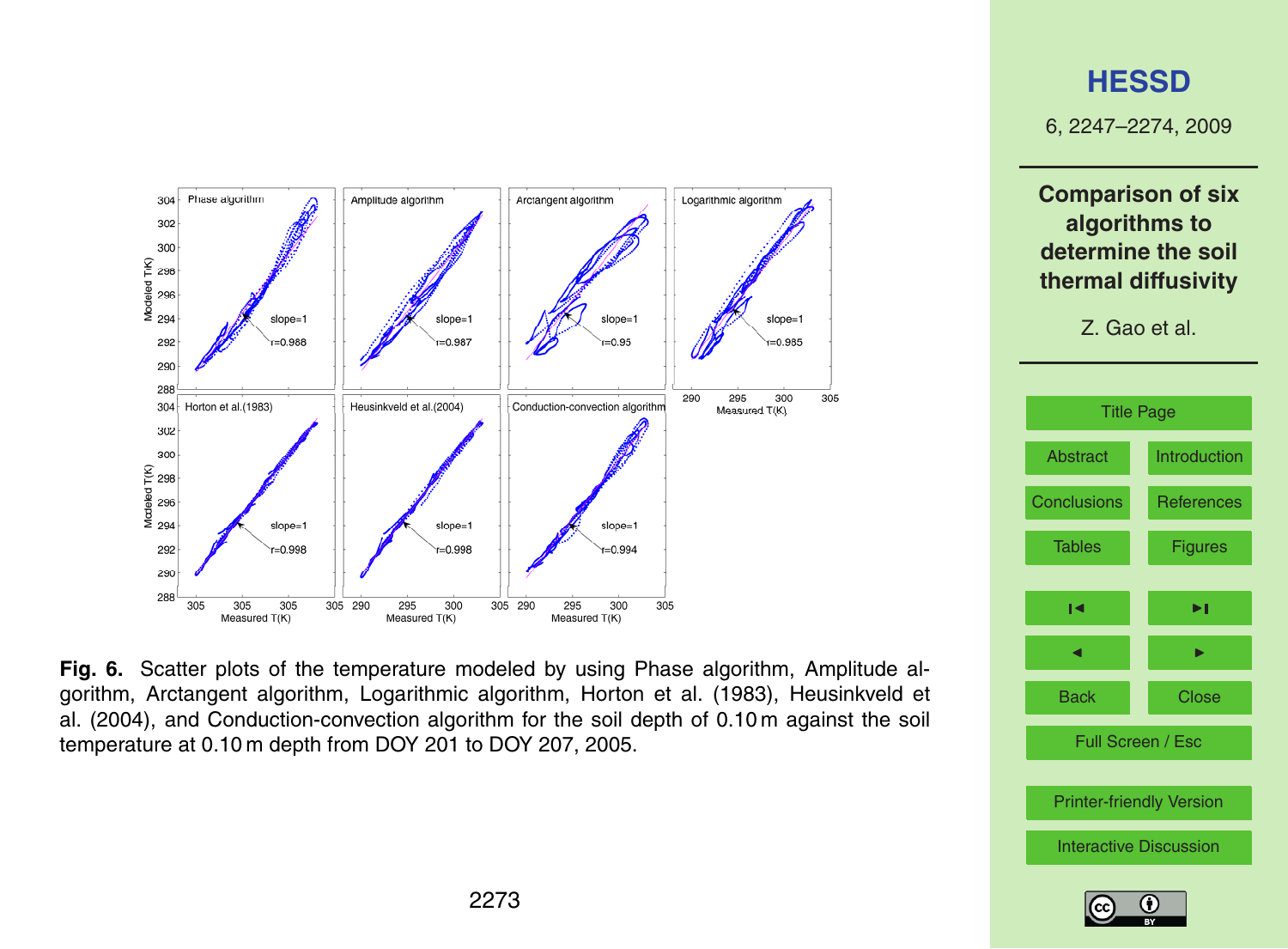**Fig. 6.** Scatter plots of the temperature modeled by using Phase algorithm, Amplitude algorithm, Arctangent algorithm, Logarithmic algorithm, Horton et al. (1983), Heusinkveld et al. (2004), and Conduction-convection algorithm for the soil depth of 0.10 m against the soil temperature at 0.10 m depth from DOY 201 to DOY 207, 2005.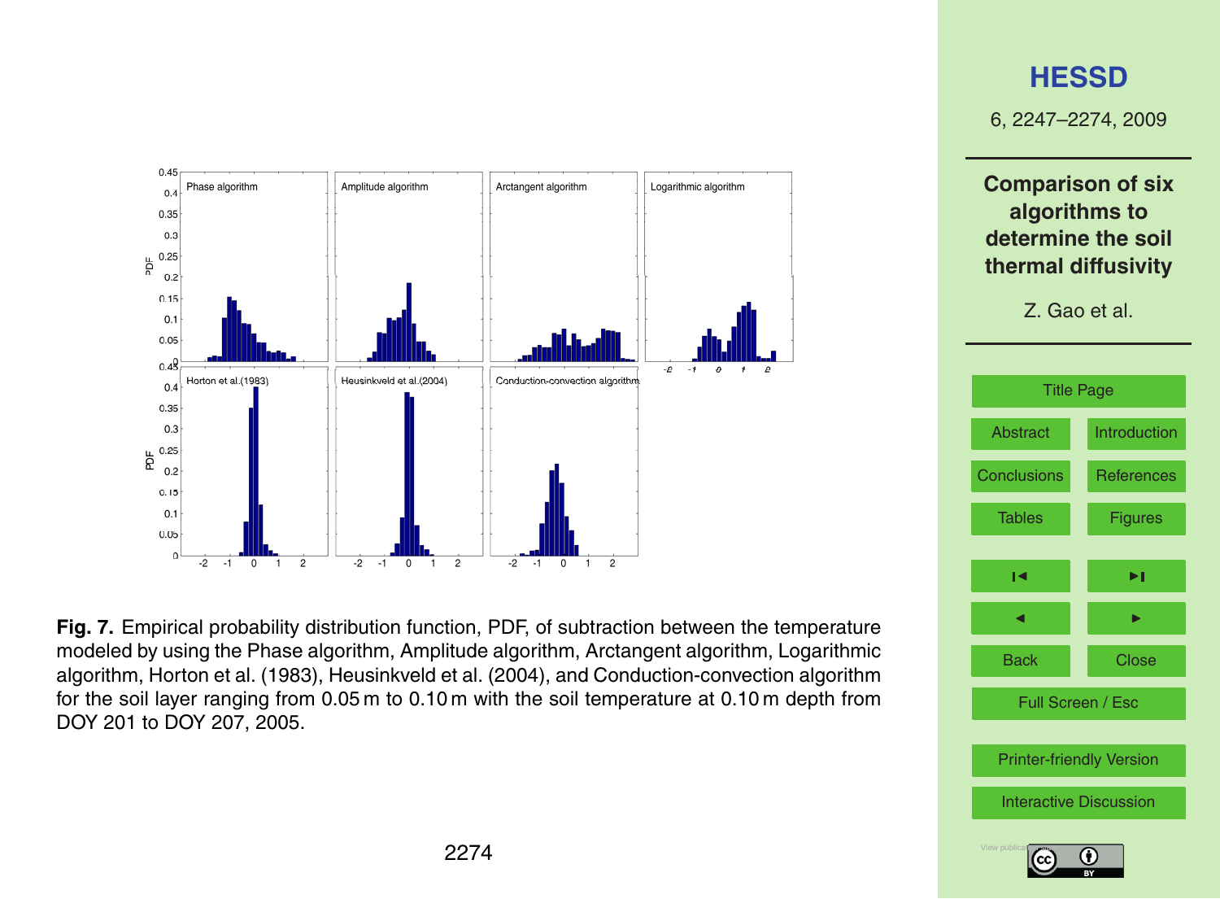Phase algorithm

Amplitude algorithm

Arctangent algorithm

Logarithmic algorithm

Horton et al.(1983)

Heusinkveld et al.(2004)

Conduction-convection algorithm

PDF

0.45
0.4
0.35
0.3
0.25
0.2
0.15
0.1
0.05
0

-2 -1 0 1 2

**Fig. 7.** Empirical probability distribution function, PDF, of subtraction between the temperature modeled by using the Phase algorithm, Amplitude algorithm, Arctangent algorithm, Logarithmic algorithm, Horton et al. (1983), Heusinkveld et al. (2004), and Conduction-convection algorithm for the soil layer ranging from 0.05 m to 0.10 m with the soil temperature at 0.10 m depth from DOY 201 to DOY 207, 2005.